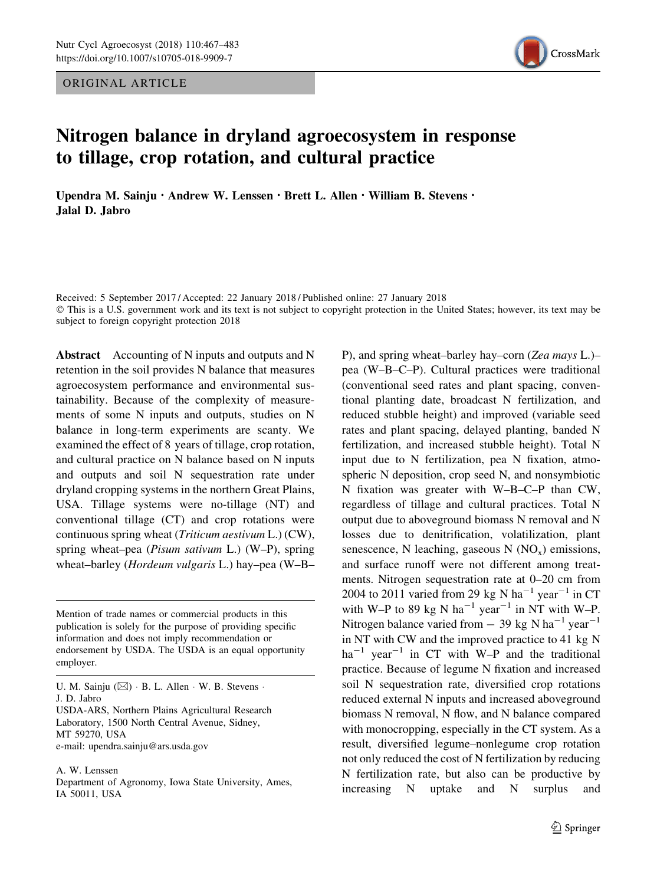ORIGINAL ARTICLE

# Nitrogen balance in dryland agroecosystem in response to tillage, crop rotation, and cultural practice

Upendra M. Sainju · Andrew W. Lenssen · Brett L. Allen · William B. Stevens · Jalal D. Jabro

Received: 5 September 2017 / Accepted: 22 January 2018 / Published online: 27 January 2018
© This is a U.S. government work and its text is not subject to copyright protection in the United States; however, its text may be subject to foreign copyright protection 2018

**Abstract** Accounting of N inputs and outputs and N retention in the soil provides N balance that measures agroecosystem performance and environmental sustainability. Because of the complexity of measurements of some N inputs and outputs, studies on N balance in long-term experiments are scanty. We examined the effect of 8 years of tillage, crop rotation, and cultural practice on N balance based on N inputs and outputs and soil N sequestration rate under dryland cropping systems in the northern Great Plains, USA. Tillage systems were no-tillage (NT) and conventional tillage (CT) and crop rotations were continuous spring wheat (*Triticum aestivum* L.) (CW), spring wheat–pea (*Pisum sativum* L.) (W–P), spring wheat–barley (*Hordeum vulgaris* L.) hay–pea (W–B–P), and spring wheat–barley hay–corn (*Zea mays* L.)–pea (W–B–C–P). Cultural practices were traditional (conventional seed rates and plant spacing, conventional planting date, broadcast N fertilization, and reduced stubble height) and improved (variable seed rates and plant spacing, delayed planting, banded N fertilization, and increased stubble height). Total N input due to N fertilization, pea N fixation, atmospheric N deposition, crop seed N, and nonsymbiotic N fixation was greater with W–B–C–P than CW, regardless of tillage and cultural practices. Total N output due to aboveground biomass N removal and N losses due to denitrification, volatilization, plant senescence, N leaching, gaseous N ($NO_x$) emissions, and surface runoff were not different among treatments. Nitrogen sequestration rate at 0–20 cm from 2004 to 2011 varied from 29 kg N ha$^{-1}$ year$^{-1}$ in CT with W–P to 89 kg N ha$^{-1}$ year$^{-1}$ in NT with W–P. Nitrogen balance varied from − 39 kg N ha$^{-1}$ year$^{-1}$ in NT with CW and the improved practice to 41 kg N ha$^{-1}$ year$^{-1}$ in CT with W–P and the traditional practice. Because of legume N fixation and increased soil N sequestration rate, diversified crop rotations reduced external N inputs and increased aboveground biomass N removal, N flow, and N balance compared with monocropping, especially in the CT system. As a result, diversified legume–nonlegume crop rotation not only reduced the cost of N fertilization by reducing N fertilization rate, but also can be productive by increasing N uptake and N surplus and

Mention of trade names or commercial products in this publication is solely for the purpose of providing specific information and does not imply recommendation or endorsement by USDA. The USDA is an equal opportunity employer.

U. M. Sainju (✉) · B. L. Allen · W. B. Stevens · J. D. Jabro
USDA-ARS, Northern Plains Agricultural Research Laboratory, 1500 North Central Avenue, Sidney, MT 59270, USA
e-mail: upendra.sainju@ars.usda.gov

A. W. Lenssen
Department of Agronomy, Iowa State University, Ames, IA 50011, USA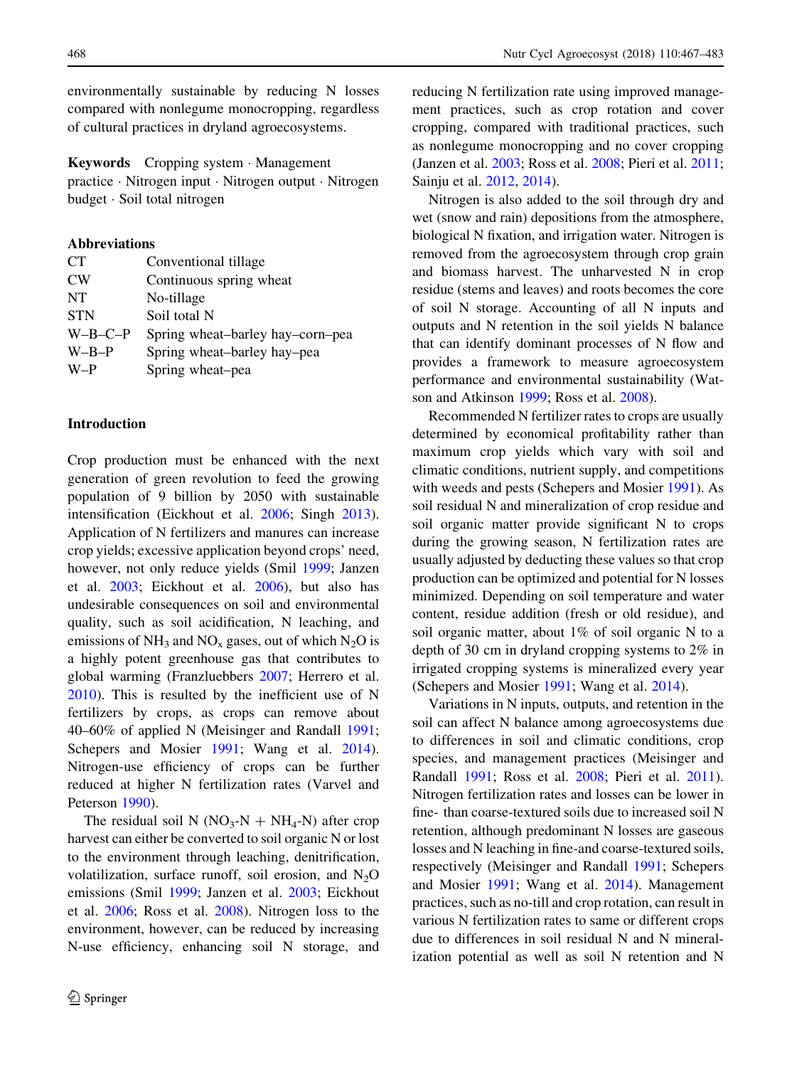environmentally sustainable by reducing N losses compared with nonlegume monocropping, regardless of cultural practices in dryland agroecosystems.

**Keywords** Cropping system · Management practice · Nitrogen input · Nitrogen output · Nitrogen budget · Soil total nitrogen

**Abbreviations**

| | |
|---|---|
| CT | Conventional tillage |
| CW | Continuous spring wheat |
| NT | No-tillage |
| STN | Soil total N |
| W–B–C–P | Spring wheat–barley hay–corn–pea |
| W–B–P | Spring wheat–barley hay–pea |
| W–P | Spring wheat–pea |

## Introduction

Crop production must be enhanced with the next generation of green revolution to feed the growing population of 9 billion by 2050 with sustainable intensification (Eickhout et al. 2006; Singh 2013). Application of N fertilizers and manures can increase crop yields; excessive application beyond crops' need, however, not only reduce yields (Smil 1999; Janzen et al. 2003; Eickhout et al. 2006), but also has undesirable consequences on soil and environmental quality, such as soil acidification, N leaching, and emissions of $NH_3$ and $NO_x$ gases, out of which $N_2O$ is a highly potent greenhouse gas that contributes to global warming (Franzluebbers 2007; Herrero et al. 2010). This is resulted by the inefficient use of N fertilizers by crops, as crops can remove about 40–60% of applied N (Meisinger and Randall 1991; Schepers and Mosier 1991; Wang et al. 2014). Nitrogen-use efficiency of crops can be further reduced at higher N fertilization rates (Varvel and Peterson 1990).

The residual soil N ($NO_3$-N + $NH_4$-N) after crop harvest can either be converted to soil organic N or lost to the environment through leaching, denitrification, volatilization, surface runoff, soil erosion, and $N_2O$ emissions (Smil 1999; Janzen et al. 2003; Eickhout et al. 2006; Ross et al. 2008). Nitrogen loss to the environment, however, can be reduced by increasing N-use efficiency, enhancing soil N storage, and reducing N fertilization rate using improved management practices, such as crop rotation and cover cropping, compared with traditional practices, such as nonlegume monocropping and no cover cropping (Janzen et al. 2003; Ross et al. 2008; Pieri et al. 2011; Sainju et al. 2012, 2014).

Nitrogen is also added to the soil through dry and wet (snow and rain) depositions from the atmosphere, biological N fixation, and irrigation water. Nitrogen is removed from the agroecosystem through crop grain and biomass harvest. The unharvested N in crop residue (stems and leaves) and roots becomes the core of soil N storage. Accounting of all N inputs and outputs and N retention in the soil yields N balance that can identify dominant processes of N flow and provides a framework to measure agroecosystem performance and environmental sustainability (Watson and Atkinson 1999; Ross et al. 2008).

Recommended N fertilizer rates to crops are usually determined by economical profitability rather than maximum crop yields which vary with soil and climatic conditions, nutrient supply, and competitions with weeds and pests (Schepers and Mosier 1991). As soil residual N and mineralization of crop residue and soil organic matter provide significant N to crops during the growing season, N fertilization rates are usually adjusted by deducting these values so that crop production can be optimized and potential for N losses minimized. Depending on soil temperature and water content, residue addition (fresh or old residue), and soil organic matter, about 1% of soil organic N to a depth of 30 cm in dryland cropping systems to 2% in irrigated cropping systems is mineralized every year (Schepers and Mosier 1991; Wang et al. 2014).

Variations in N inputs, outputs, and retention in the soil can affect N balance among agroecosystems due to differences in soil and climatic conditions, crop species, and management practices (Meisinger and Randall 1991; Ross et al. 2008; Pieri et al. 2011). Nitrogen fertilization rates and losses can be lower in fine- than coarse-textured soils due to increased soil N retention, although predominant N losses are gaseous losses and N leaching in fine-and coarse-textured soils, respectively (Meisinger and Randall 1991; Schepers and Mosier 1991; Wang et al. 2014). Management practices, such as no-till and crop rotation, can result in various N fertilization rates to same or different crops due to differences in soil residual N and N mineralization potential as well as soil N retention and N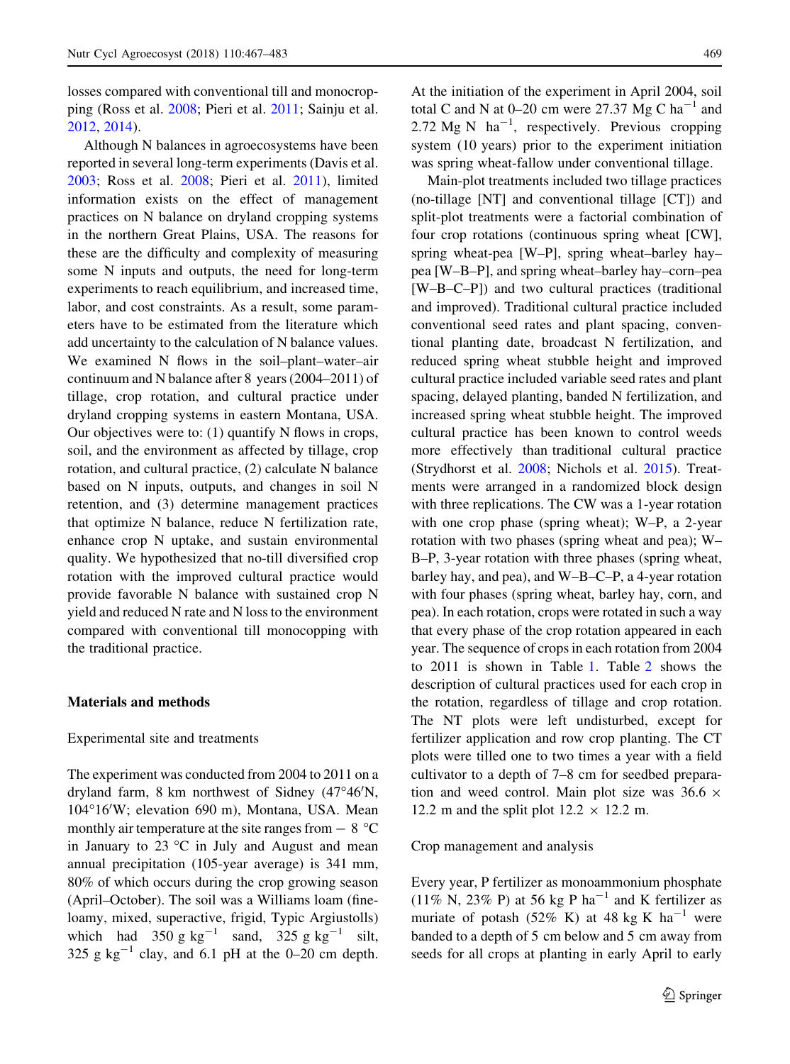losses compared with conventional till and monocropping (Ross et al. 2008; Pieri et al. 2011; Sainju et al. 2012, 2014).

Although N balances in agroecosystems have been reported in several long-term experiments (Davis et al. 2003; Ross et al. 2008; Pieri et al. 2011), limited information exists on the effect of management practices on N balance on dryland cropping systems in the northern Great Plains, USA. The reasons for these are the difficulty and complexity of measuring some N inputs and outputs, the need for long-term experiments to reach equilibrium, and increased time, labor, and cost constraints. As a result, some parameters have to be estimated from the literature which add uncertainty to the calculation of N balance values. We examined N flows in the soil–plant–water–air continuum and N balance after 8 years (2004–2011) of tillage, crop rotation, and cultural practice under dryland cropping systems in eastern Montana, USA. Our objectives were to: (1) quantify N flows in crops, soil, and the environment as affected by tillage, crop rotation, and cultural practice, (2) calculate N balance based on N inputs, outputs, and changes in soil N retention, and (3) determine management practices that optimize N balance, reduce N fertilization rate, enhance crop N uptake, and sustain environmental quality. We hypothesized that no-till diversified crop rotation with the improved cultural practice would provide favorable N balance with sustained crop N yield and reduced N rate and N loss to the environment compared with conventional till monocopping with the traditional practice.

## Materials and methods

### Experimental site and treatments

The experiment was conducted from 2004 to 2011 on a dryland farm, 8 km northwest of Sidney (47°46′N, 104°16′W; elevation 690 m), Montana, USA. Mean monthly air temperature at the site ranges from − 8 °C in January to 23 °C in July and August and mean annual precipitation (105-year average) is 341 mm, 80% of which occurs during the crop growing season (April–October). The soil was a Williams loam (fine-loamy, mixed, superactive, frigid, Typic Argiustolls) which had 350 g kg$^{-1}$ sand, 325 g kg$^{-1}$ silt, 325 g kg$^{-1}$ clay, and 6.1 pH at the 0–20 cm depth. At the initiation of the experiment in April 2004, soil total C and N at 0–20 cm were 27.37 Mg C ha$^{-1}$ and 2.72 Mg N ha$^{-1}$, respectively. Previous cropping system (10 years) prior to the experiment initiation was spring wheat-fallow under conventional tillage.

Main-plot treatments included two tillage practices (no-tillage [NT] and conventional tillage [CT]) and split-plot treatments were a factorial combination of four crop rotations (continuous spring wheat [CW], spring wheat-pea [W–P], spring wheat–barley hay–pea [W–B–P], and spring wheat–barley hay–corn–pea [W–B–C–P]) and two cultural practices (traditional and improved). Traditional cultural practice included conventional seed rates and plant spacing, conventional planting date, broadcast N fertilization, and reduced spring wheat stubble height and improved cultural practice included variable seed rates and plant spacing, delayed planting, banded N fertilization, and increased spring wheat stubble height. The improved cultural practice has been known to control weeds more effectively than traditional cultural practice (Strydhorst et al. 2008; Nichols et al. 2015). Treatments were arranged in a randomized block design with three replications. The CW was a 1-year rotation with one crop phase (spring wheat); W–P, a 2-year rotation with two phases (spring wheat and pea); W–B–P, 3-year rotation with three phases (spring wheat, barley hay, and pea), and W–B–C–P, a 4-year rotation with four phases (spring wheat, barley hay, corn, and pea). In each rotation, crops were rotated in such a way that every phase of the crop rotation appeared in each year. The sequence of crops in each rotation from 2004 to 2011 is shown in Table 1. Table 2 shows the description of cultural practices used for each crop in the rotation, regardless of tillage and crop rotation. The NT plots were left undisturbed, except for fertilizer application and row crop planting. The CT plots were tilled one to two times a year with a field cultivator to a depth of 7–8 cm for seedbed preparation and weed control. Main plot size was 36.6 × 12.2 m and the split plot 12.2 × 12.2 m.

### Crop management and analysis

Every year, P fertilizer as monoammonium phosphate (11% N, 23% P) at 56 kg P ha$^{-1}$ and K fertilizer as muriate of potash (52% K) at 48 kg K ha$^{-1}$ were banded to a depth of 5 cm below and 5 cm away from seeds for all crops at planting in early April to early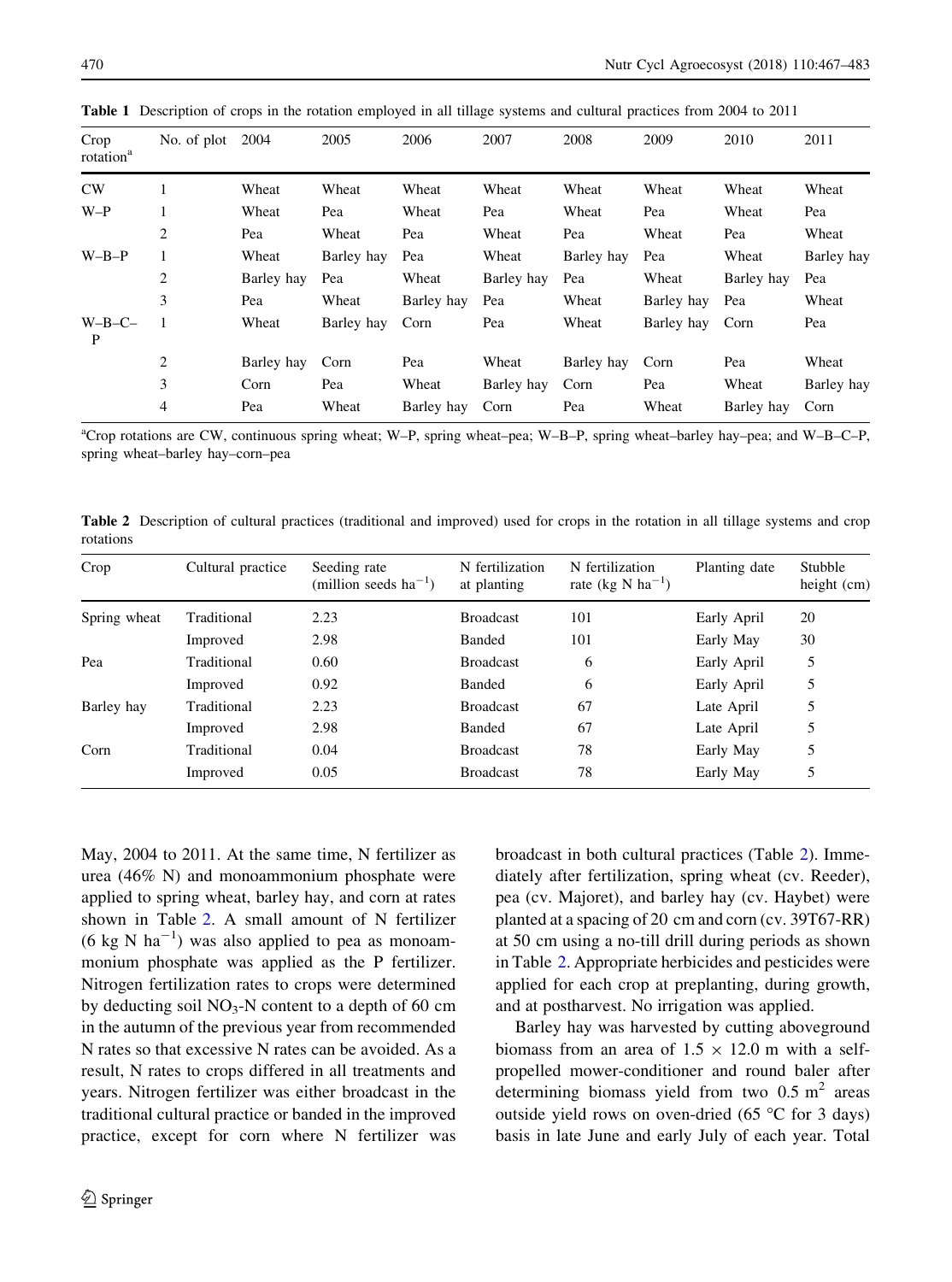**Table 1** Description of crops in the rotation employed in all tillage systems and cultural practices from 2004 to 2011

| Crop rotation[a] | No. of plot | 2004 | 2005 | 2006 | 2007 | 2008 | 2009 | 2010 | 2011 |
|---|---|---|---|---|---|---|---|---|---|
| CW | 1 | Wheat | Wheat | Wheat | Wheat | Wheat | Wheat | Wheat | Wheat |
| W–P | 1 | Wheat | Pea | Wheat | Pea | Wheat | Pea | Wheat | Pea |
| | 2 | Pea | Wheat | Pea | Wheat | Pea | Wheat | Pea | Wheat |
| W–B–P | 1 | Wheat | Barley hay | Pea | Wheat | Barley hay | Pea | Wheat | Barley hay |
| | 2 | Barley hay | Pea | Wheat | Barley hay | Pea | Wheat | Barley hay | Pea |
| | 3 | Pea | Wheat | Barley hay | Pea | Wheat | Barley hay | Pea | Wheat |
| W–B–C–P | 1 | Wheat | Barley hay | Corn | Pea | Wheat | Barley hay | Corn | Pea |
| | 2 | Barley hay | Corn | Pea | Wheat | Barley hay | Corn | Pea | Wheat |
| | 3 | Corn | Pea | Wheat | Barley hay | Corn | Pea | Wheat | Barley hay |
| | 4 | Pea | Wheat | Barley hay | Corn | Pea | Wheat | Barley hay | Corn |

[a]Crop rotations are CW, continuous spring wheat; W–P, spring wheat–pea; W–B–P, spring wheat–barley hay–pea; and W–B–C–P, spring wheat–barley hay–corn–pea

**Table 2** Description of cultural practices (traditional and improved) used for crops in the rotation in all tillage systems and crop rotations

| Crop | Cultural practice | Seeding rate (million seeds $ha^{-1}$) | N fertilization at planting | N fertilization rate (kg N $ha^{-1}$) | Planting date | Stubble height (cm) |
|---|---|---|---|---|---|---|
| Spring wheat | Traditional | 2.23 | Broadcast | 101 | Early April | 20 |
| | Improved | 2.98 | Banded | 101 | Early May | 30 |
| Pea | Traditional | 0.60 | Broadcast | 6 | Early April | 5 |
| | Improved | 0.92 | Banded | 6 | Early April | 5 |
| Barley hay | Traditional | 2.23 | Broadcast | 67 | Late April | 5 |
| | Improved | 2.98 | Banded | 67 | Late April | 5 |
| Corn | Traditional | 0.04 | Broadcast | 78 | Early May | 5 |
| | Improved | 0.05 | Broadcast | 78 | Early May | 5 |

May, 2004 to 2011. At the same time, N fertilizer as urea (46% N) and monoammonium phosphate were applied to spring wheat, barley hay, and corn at rates shown in Table 2. A small amount of N fertilizer (6 kg N $ha^{-1}$) was also applied to pea as monoammonium phosphate was applied as the P fertilizer. Nitrogen fertilization rates to crops were determined by deducting soil $NO_3$-N content to a depth of 60 cm in the autumn of the previous year from recommended N rates so that excessive N rates can be avoided. As a result, N rates to crops differed in all treatments and years. Nitrogen fertilizer was either broadcast in the traditional cultural practice or banded in the improved practice, except for corn where N fertilizer was broadcast in both cultural practices (Table 2). Immediately after fertilization, spring wheat (cv. Reeder), pea (cv. Majoret), and barley hay (cv. Haybet) were planted at a spacing of 20 cm and corn (cv. 39T67-RR) at 50 cm using a no-till drill during periods as shown in Table 2. Appropriate herbicides and pesticides were applied for each crop at preplanting, during growth, and at postharvest. No irrigation was applied.

Barley hay was harvested by cutting aboveground biomass from an area of 1.5 × 12.0 m with a self-propelled mower-conditioner and round baler after determining biomass yield from two 0.5 $m^2$ areas outside yield rows on oven-dried (65 °C for 3 days) basis in late June and early July of each year. Total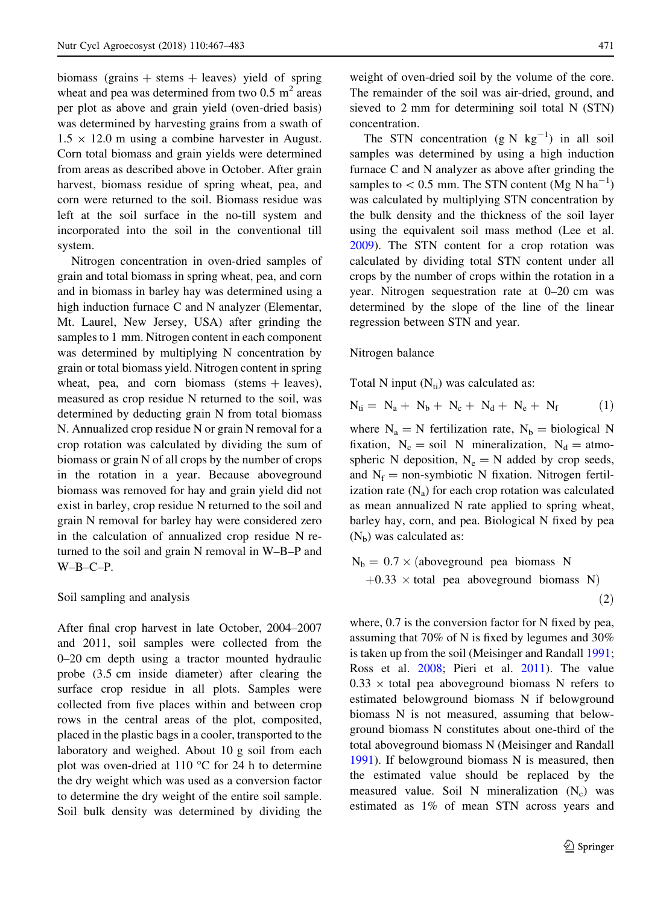biomass (grains + stems + leaves) yield of spring wheat and pea was determined from two 0.5 $m^2$ areas per plot as above and grain yield (oven-dried basis) was determined by harvesting grains from a swath of $1.5 \times 12.0$ m using a combine harvester in August. Corn total biomass and grain yields were determined from areas as described above in October. After grain harvest, biomass residue of spring wheat, pea, and corn were returned to the soil. Biomass residue was left at the soil surface in the no-till system and incorporated into the soil in the conventional till system.

Nitrogen concentration in oven-dried samples of grain and total biomass in spring wheat, pea, and corn and in biomass in barley hay was determined using a high induction furnace C and N analyzer (Elementar, Mt. Laurel, New Jersey, USA) after grinding the samples to 1 mm. Nitrogen content in each component was determined by multiplying N concentration by grain or total biomass yield. Nitrogen content in spring wheat, pea, and corn biomass (stems + leaves), measured as crop residue N returned to the soil, was determined by deducting grain N from total biomass N. Annualized crop residue N or grain N removal for a crop rotation was calculated by dividing the sum of biomass or grain N of all crops by the number of crops in the rotation in a year. Because aboveground biomass was removed for hay and grain yield did not exist in barley, crop residue N returned to the soil and grain N removal for barley hay were considered zero in the calculation of annualized crop residue N returned to the soil and grain N removal in W–B–P and W–B–C–P.

## Soil sampling and analysis

After final crop harvest in late October, 2004–2007 and 2011, soil samples were collected from the 0–20 cm depth using a tractor mounted hydraulic probe (3.5 cm inside diameter) after clearing the surface crop residue in all plots. Samples were collected from five places within and between crop rows in the central areas of the plot, composited, placed in the plastic bags in a cooler, transported to the laboratory and weighed. About 10 g soil from each plot was oven-dried at 110 °C for 24 h to determine the dry weight which was used as a conversion factor to determine the dry weight of the entire soil sample. Soil bulk density was determined by dividing the weight of oven-dried soil by the volume of the core. The remainder of the soil was air-dried, ground, and sieved to 2 mm for determining soil total N (STN) concentration.

The STN concentration (g N $kg^{-1}$) in all soil samples was determined by using a high induction furnace C and N analyzer as above after grinding the samples to < 0.5 mm. The STN content (Mg N $ha^{-1}$) was calculated by multiplying STN concentration by the bulk density and the thickness of the soil layer using the equivalent soil mass method (Lee et al. 2009). The STN content for a crop rotation was calculated by dividing total STN content under all crops by the number of crops within the rotation in a year. Nitrogen sequestration rate at 0–20 cm was determined by the slope of the line of the linear regression between STN and year.

## Nitrogen balance

Total N input ($N_{ti}$) was calculated as:

$$N_{ti} = N_a + N_b + N_c + N_d + N_e + N_f \tag{1}$$

where $N_a$ = N fertilization rate, $N_b$ = biological N fixation, $N_c$ = soil N mineralization, $N_d$ = atmospheric N deposition, $N_e$ = N added by crop seeds, and $N_f$ = non-symbiotic N fixation. Nitrogen fertilization rate ($N_a$) for each crop rotation was calculated as mean annualized N rate applied to spring wheat, barley hay, corn, and pea. Biological N fixed by pea ($N_b$) was calculated as:

$$N_b = 0.7 \times (\text{aboveground pea biomass N} + 0.33 \times \text{total pea aboveground biomass N}) \tag{2}$$

where, 0.7 is the conversion factor for N fixed by pea, assuming that 70% of N is fixed by legumes and 30% is taken up from the soil (Meisinger and Randall 1991; Ross et al. 2008; Pieri et al. 2011). The value $0.33 \times$ total pea aboveground biomass N refers to estimated belowground biomass N if belowground biomass N is not measured, assuming that belowground biomass N constitutes about one-third of the total aboveground biomass N (Meisinger and Randall 1991). If belowground biomass N is measured, then the estimated value should be replaced by the measured value. Soil N mineralization ($N_c$) was estimated as 1% of mean STN across years and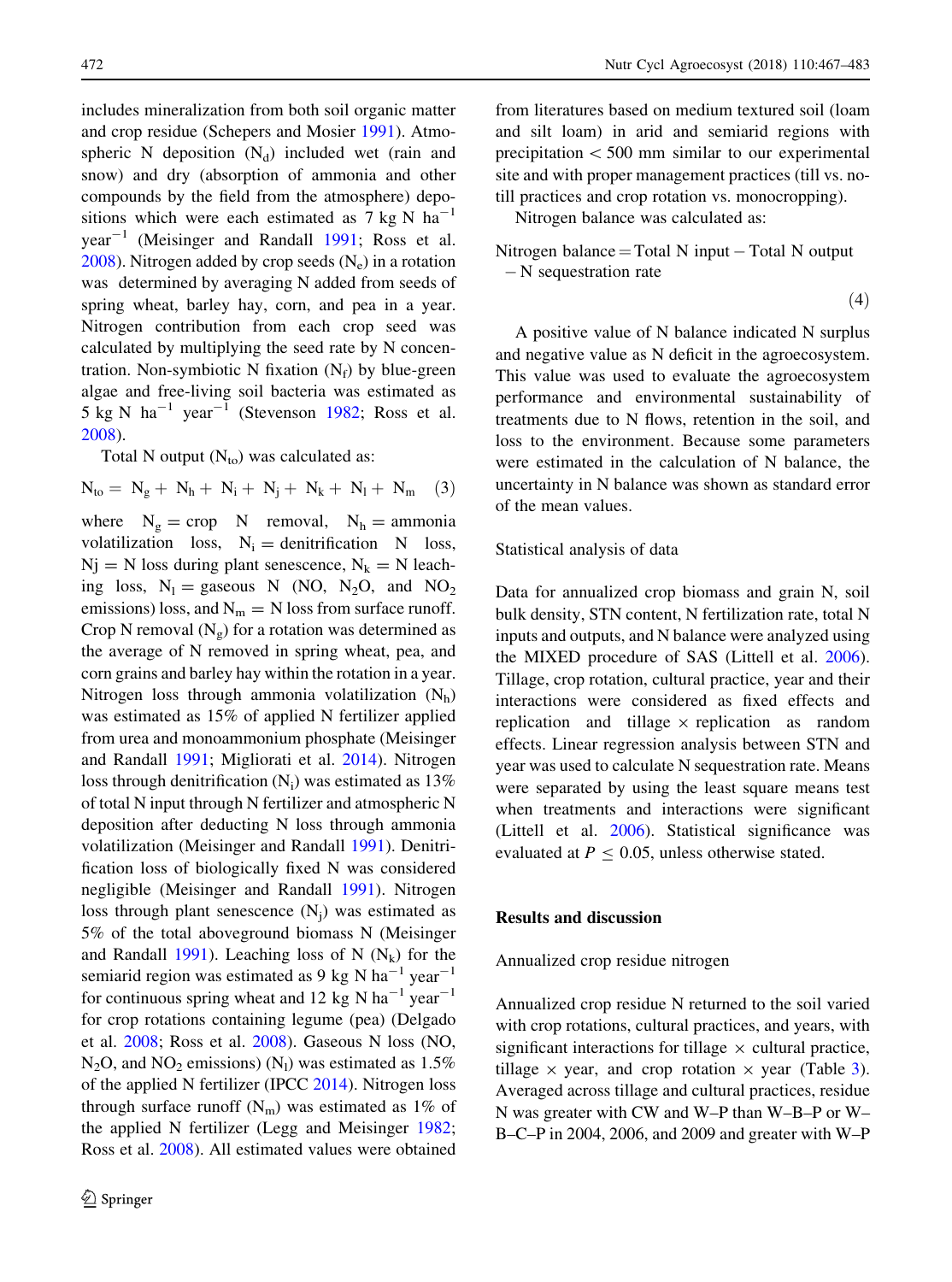includes mineralization from both soil organic matter and crop residue (Schepers and Mosier 1991). Atmospheric N deposition ($N_d$) included wet (rain and snow) and dry (absorption of ammonia and other compounds by the field from the atmosphere) depositions which were each estimated as 7 kg N $ha^{-1}$ $year^{-1}$ (Meisinger and Randall 1991; Ross et al. 2008). Nitrogen added by crop seeds ($N_e$) in a rotation was determined by averaging N added from seeds of spring wheat, barley hay, corn, and pea in a year. Nitrogen contribution from each crop seed was calculated by multiplying the seed rate by N concentration. Non-symbiotic N fixation ($N_f$) by blue-green algae and free-living soil bacteria was estimated as 5 kg N $ha^{-1}$ $year^{-1}$ (Stevenson 1982; Ross et al. 2008).

Total N output ($N_{to}$) was calculated as:

$$N_{to} = N_g + N_h + N_i + N_j + N_k + N_l + N_m \quad (3)$$

where $N_g$ = crop N removal, $N_h$ = ammonia volatilization loss, $N_i$ = denitrification N loss, $N_j$ = N loss during plant senescence, $N_k$ = N leaching loss, $N_l$ = gaseous N (NO, $N_2O$, and $NO_2$ emissions) loss, and $N_m$ = N loss from surface runoff. Crop N removal ($N_g$) for a rotation was determined as the average of N removed in spring wheat, pea, and corn grains and barley hay within the rotation in a year. Nitrogen loss through ammonia volatilization ($N_h$) was estimated as 15% of applied N fertilizer applied from urea and monoammonium phosphate (Meisinger and Randall 1991; Migliorati et al. 2014). Nitrogen loss through denitrification ($N_i$) was estimated as 13% of total N input through N fertilizer and atmospheric N deposition after deducting N loss through ammonia volatilization (Meisinger and Randall 1991). Denitrification loss of biologically fixed N was considered negligible (Meisinger and Randall 1991). Nitrogen loss through plant senescence ($N_j$) was estimated as 5% of the total aboveground biomass N (Meisinger and Randall 1991). Leaching loss of N ($N_k$) for the semiarid region was estimated as 9 kg N $ha^{-1}$ $year^{-1}$ for continuous spring wheat and 12 kg N $ha^{-1}$ $year^{-1}$ for crop rotations containing legume (pea) (Delgado et al. 2008; Ross et al. 2008). Gaseous N loss (NO, $N_2O$, and $NO_2$ emissions) ($N_l$) was estimated as 1.5% of the applied N fertilizer (IPCC 2014). Nitrogen loss through surface runoff ($N_m$) was estimated as 1% of the applied N fertilizer (Legg and Meisinger 1982; Ross et al. 2008). All estimated values were obtained from literatures based on medium textured soil (loam and silt loam) in arid and semiarid regions with precipitation < 500 mm similar to our experimental site and with proper management practices (till vs. no-till practices and crop rotation vs. monocropping).

Nitrogen balance was calculated as:

$$\text{Nitrogen balance} = \text{Total N input} - \text{Total N output} - \text{N sequestration rate} \quad (4)$$

A positive value of N balance indicated N surplus and negative value as N deficit in the agroecosystem. This value was used to evaluate the agroecosystem performance and environmental sustainability of treatments due to N flows, retention in the soil, and loss to the environment. Because some parameters were estimated in the calculation of N balance, the uncertainty in N balance was shown as standard error of the mean values.

### Statistical analysis of data

Data for annualized crop biomass and grain N, soil bulk density, STN content, N fertilization rate, total N inputs and outputs, and N balance were analyzed using the MIXED procedure of SAS (Littell et al. 2006). Tillage, crop rotation, cultural practice, year and their interactions were considered as fixed effects and replication and tillage × replication as random effects. Linear regression analysis between STN and year was used to calculate N sequestration rate. Means were separated by using the least square means test when treatments and interactions were significant (Littell et al. 2006). Statistical significance was evaluated at $P \leq 0.05$, unless otherwise stated.

## Results and discussion

### Annualized crop residue nitrogen

Annualized crop residue N returned to the soil varied with crop rotations, cultural practices, and years, with significant interactions for tillage × cultural practice, tillage × year, and crop rotation × year (Table 3). Averaged across tillage and cultural practices, residue N was greater with CW and W–P than W–B–P or W–B–C–P in 2004, 2006, and 2009 and greater with W–P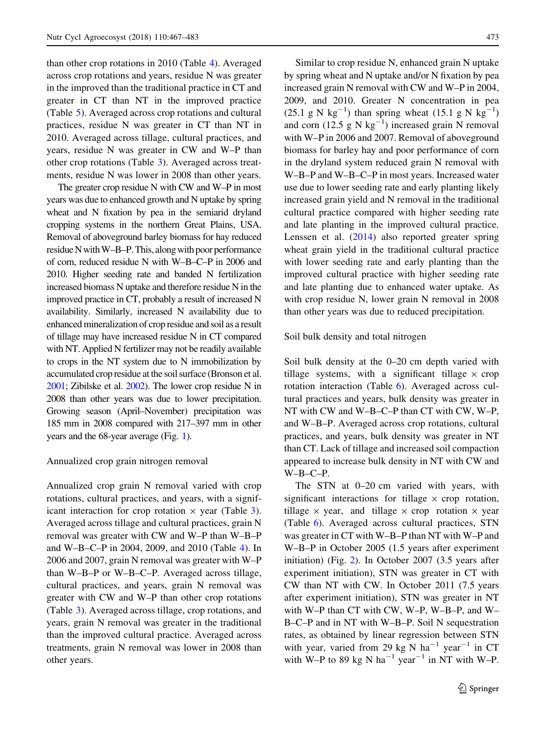than other crop rotations in 2010 (Table 4). Averaged across crop rotations and years, residue N was greater in the improved than the traditional practice in CT and greater in CT than NT in the improved practice (Table 5). Averaged across crop rotations and cultural practices, residue N was greater in CT than NT in 2010. Averaged across tillage, cultural practices, and years, residue N was greater in CW and W–P than other crop rotations (Table 3). Averaged across treatments, residue N was lower in 2008 than other years.

The greater crop residue N with CW and W–P in most years was due to enhanced growth and N uptake by spring wheat and N fixation by pea in the semiarid dryland cropping systems in the northern Great Plains, USA. Removal of aboveground barley biomass for hay reduced residue N with W–B–P. This, along with poor performance of corn, reduced residue N with W–B–C–P in 2006 and 2010. Higher seeding rate and banded N fertilization increased biomass N uptake and therefore residue N in the improved practice in CT, probably a result of increased N availability. Similarly, increased N availability due to enhanced mineralization of crop residue and soil as a result of tillage may have increased residue N in CT compared with NT. Applied N fertilizer may not be readily available to crops in the NT system due to N immobilization by accumulated crop residue at the soil surface (Bronson et al. 2001; Zibilske et al. 2002). The lower crop residue N in 2008 than other years was due to lower precipitation. Growing season (April–November) precipitation was 185 mm in 2008 compared with 217–397 mm in other years and the 68-year average (Fig. 1).

## Annualized crop grain nitrogen removal

Annualized crop grain N removal varied with crop rotations, cultural practices, and years, with a significant interaction for crop rotation × year (Table 3). Averaged across tillage and cultural practices, grain N removal was greater with CW and W–P than W–B–P and W–B–C–P in 2004, 2009, and 2010 (Table 4). In 2006 and 2007, grain N removal was greater with W–P than W–B–P or W–B–C–P. Averaged across tillage, cultural practices, and years, grain N removal was greater with CW and W–P than other crop rotations (Table 3). Averaged across tillage, crop rotations, and years, grain N removal was greater in the traditional than the improved cultural practice. Averaged across treatments, grain N removal was lower in 2008 than other years.

Similar to crop residue N, enhanced grain N uptake by spring wheat and N uptake and/or N fixation by pea increased grain N removal with CW and W–P in 2004, 2009, and 2010. Greater N concentration in pea (25.1 g N $kg^{-1}$) than spring wheat (15.1 g N $kg^{-1}$) and corn (12.5 g N $kg^{-1}$) increased grain N removal with W–P in 2006 and 2007. Removal of aboveground biomass for barley hay and poor performance of corn in the dryland system reduced grain N removal with W–B–P and W–B–C–P in most years. Increased water use due to lower seeding rate and early planting likely increased grain yield and N removal in the traditional cultural practice compared with higher seeding rate and late planting in the improved cultural practice. Lenssen et al. (2014) also reported greater spring wheat grain yield in the traditional cultural practice with lower seeding rate and early planting than the improved cultural practice with higher seeding rate and late planting due to enhanced water uptake. As with crop residue N, lower grain N removal in 2008 than other years was due to reduced precipitation.

## Soil bulk density and total nitrogen

Soil bulk density at the 0–20 cm depth varied with tillage systems, with a significant tillage × crop rotation interaction (Table 6). Averaged across cultural practices and years, bulk density was greater in NT with CW and W–B–C–P than CT with CW, W–P, and W–B–P. Averaged across crop rotations, cultural practices, and years, bulk density was greater in NT than CT. Lack of tillage and increased soil compaction appeared to increase bulk density in NT with CW and W–B–C–P.

The STN at 0–20 cm varied with years, with significant interactions for tillage × crop rotation, tillage × year, and tillage × crop rotation × year (Table 6). Averaged across cultural practices, STN was greater in CT with W–B–P than NT with W–P and W–B–P in October 2005 (1.5 years after experiment initiation) (Fig. 2). In October 2007 (3.5 years after experiment initiation), STN was greater in CT with CW than NT with CW. In October 2011 (7.5 years after experiment initiation), STN was greater in NT with W–P than CT with CW, W–P, W–B–P, and W–B–C–P and in NT with W–B–P. Soil N sequestration rates, as obtained by linear regression between STN with year, varied from 29 kg N $ha^{-1}$ $year^{-1}$ in CT with W–P to 89 kg N $ha^{-1}$ $year^{-1}$ in NT with W–P.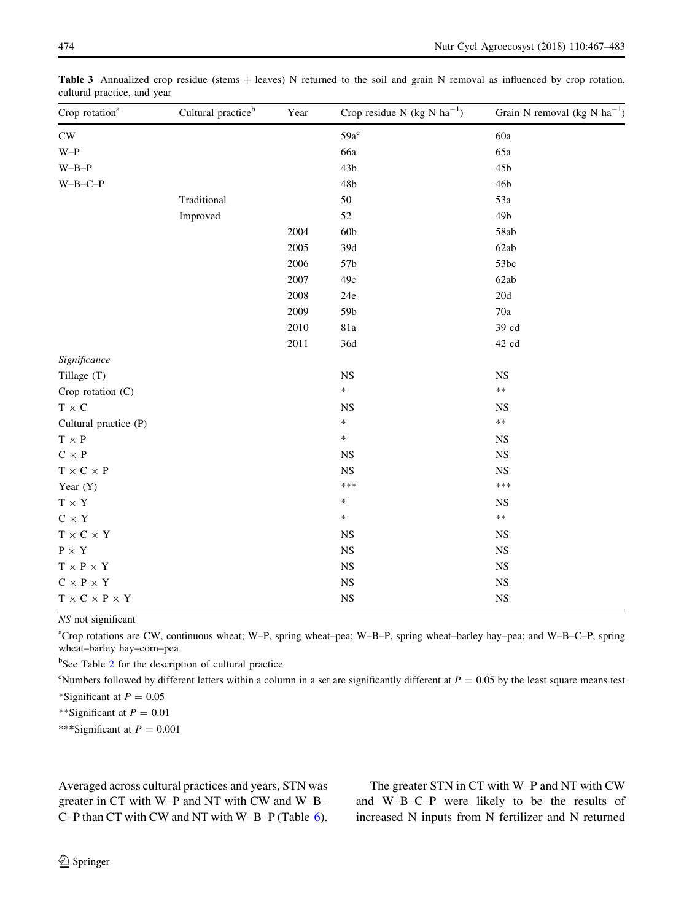**Table 3** Annualized crop residue (stems + leaves) N returned to the soil and grain N removal as influenced by crop rotation, cultural practice, and year

| Crop rotation[a] | Cultural practice[b] | Year | Crop residue N (kg N $ha^{-1}$) | Grain N removal (kg N $ha^{-1}$) |
|---|---|---|---|---|
| CW | | | 59a[c] | 60a |
| W–P | | | 66a | 65a |
| W–B–P | | | 43b | 45b |
| W–B–C–P | | | 48b | 46b |
| | Traditional | | 50 | 53a |
| | Improved | | 52 | 49b |
| | | 2004 | 60b | 58ab |
| | | 2005 | 39d | 62ab |
| | | 2006 | 57b | 53bc |
| | | 2007 | 49c | 62ab |
| | | 2008 | 24e | 20d |
| | | 2009 | 59b | 70a |
| | | 2010 | 81a | 39 cd |
| | | 2011 | 36d | 42 cd |
| *Significance* | | | | |
| Tillage (T) | | | NS | NS |
| Crop rotation (C) | | | * | ** |
| T × C | | | NS | NS |
| Cultural practice (P) | | | * | ** |
| T × P | | | * | NS |
| C × P | | | NS | NS |
| T × C × P | | | NS | NS |
| Year (Y) | | | *** | *** |
| T × Y | | | * | NS |
| C × Y | | | * | ** |
| T × C × Y | | | NS | NS |
| P × Y | | | NS | NS |
| T × P × Y | | | NS | NS |
| C × P × Y | | | NS | NS |
| T × C × P × Y | | | NS | NS |

*NS* not significant

[a]Crop rotations are CW, continuous wheat; W–P, spring wheat–pea; W–B–P, spring wheat–barley hay–pea; and W–B–C–P, spring wheat–barley hay–corn–pea

[b]See Table 2 for the description of cultural practice

[c]Numbers followed by different letters within a column in a set are significantly different at $P = 0.05$ by the least square means test

*Significant at $P = 0.05$

**Significant at $P = 0.01$

***Significant at $P = 0.001$

Averaged across cultural practices and years, STN was greater in CT with W–P and NT with CW and W–B–C–P than CT with CW and NT with W–B–P (Table 6).

The greater STN in CT with W–P and NT with CW and W–B–C–P were likely to be the results of increased N inputs from N fertilizer and N returned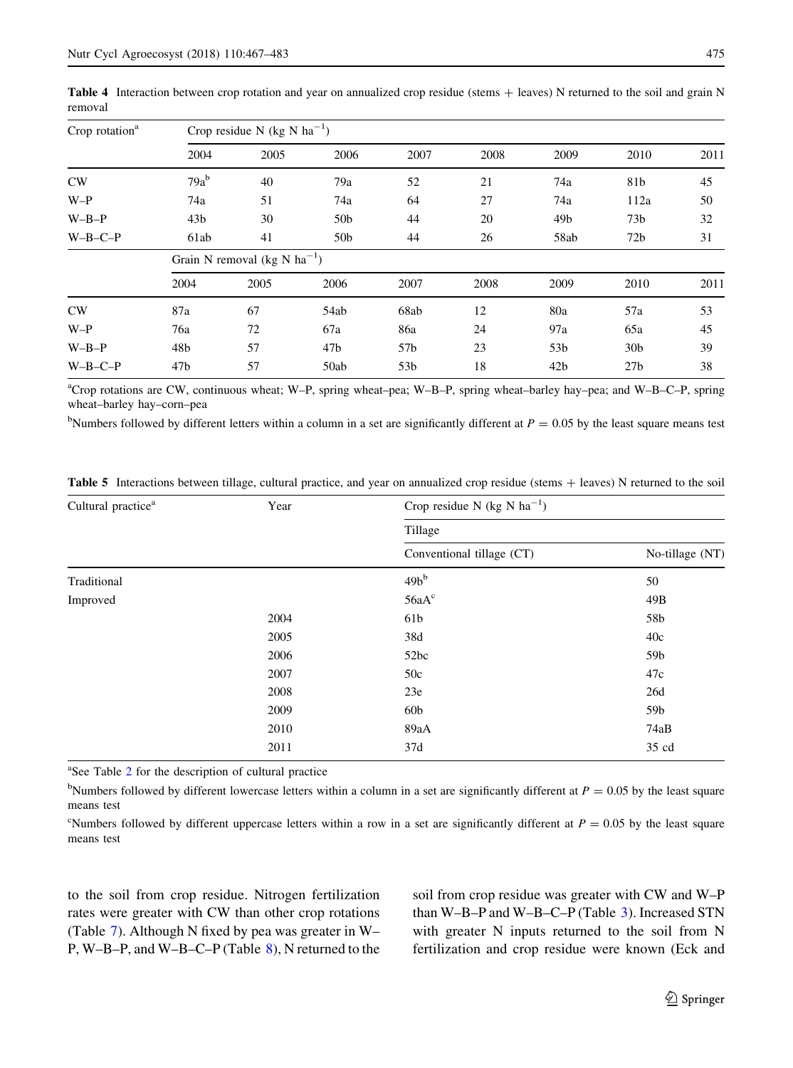**Table 4** Interaction between crop rotation and year on annualized crop residue (stems + leaves) N returned to the soil and grain N removal

| Crop rotation[a] | Crop residue N (kg N $ha^{-1}$) | | | | | | | |
|---|---|---|---|---|---|---|---|---|
| | 2004 | 2005 | 2006 | 2007 | 2008 | 2009 | 2010 | 2011 |
| CW | 79a[b] | 40 | 79a | 52 | 21 | 74a | 81b | 45 |
| W–P | 74a | 51 | 74a | 64 | 27 | 74a | 112a | 50 |
| W–B–P | 43b | 30 | 50b | 44 | 20 | 49b | 73b | 32 |
| W–B–C–P | 61ab | 41 | 50b | 44 | 26 | 58ab | 72b | 31 |
| | Grain N removal (kg N $ha^{-1}$) | | | | | | | |
| | 2004 | 2005 | 2006 | 2007 | 2008 | 2009 | 2010 | 2011 |
| CW | 87a | 67 | 54ab | 68ab | 12 | 80a | 57a | 53 |
| W–P | 76a | 72 | 67a | 86a | 24 | 97a | 65a | 45 |
| W–B–P | 48b | 57 | 47b | 57b | 23 | 53b | 30b | 39 |
| W–B–C–P | 47b | 57 | 50ab | 53b | 18 | 42b | 27b | 38 |

[a]Crop rotations are CW, continuous wheat; W–P, spring wheat–pea; W–B–P, spring wheat–barley hay–pea; and W–B–C–P, spring wheat–barley hay–corn–pea

[b]Numbers followed by different letters within a column in a set are significantly different at $P = 0.05$ by the least square means test

**Table 5** Interactions between tillage, cultural practice, and year on annualized crop residue (stems + leaves) N returned to the soil

| Cultural practice[a] | Year | Crop residue N (kg N $ha^{-1}$) | |
|---|---|---|---|
| | | Tillage | |
| | | Conventional tillage (CT) | No-tillage (NT) |
| Traditional | | 49b[b] | 50 |
| Improved | | 56aA[c] | 49B |
| | 2004 | 61b | 58b |
| | 2005 | 38d | 40c |
| | 2006 | 52bc | 59b |
| | 2007 | 50c | 47c |
| | 2008 | 23e | 26d |
| | 2009 | 60b | 59b |
| | 2010 | 89aA | 74aB |
| | 2011 | 37d | 35 cd |

[a]See Table 2 for the description of cultural practice

[b]Numbers followed by different lowercase letters within a column in a set are significantly different at $P = 0.05$ by the least square means test

[c]Numbers followed by different uppercase letters within a row in a set are significantly different at $P = 0.05$ by the least square means test

to the soil from crop residue. Nitrogen fertilization rates were greater with CW than other crop rotations (Table 7). Although N fixed by pea was greater in W–P, W–B–P, and W–B–C–P (Table 8), N returned to the soil from crop residue was greater with CW and W–P than W–B–P and W–B–C–P (Table 3). Increased STN with greater N inputs returned to the soil from N fertilization and crop residue were known (Eck and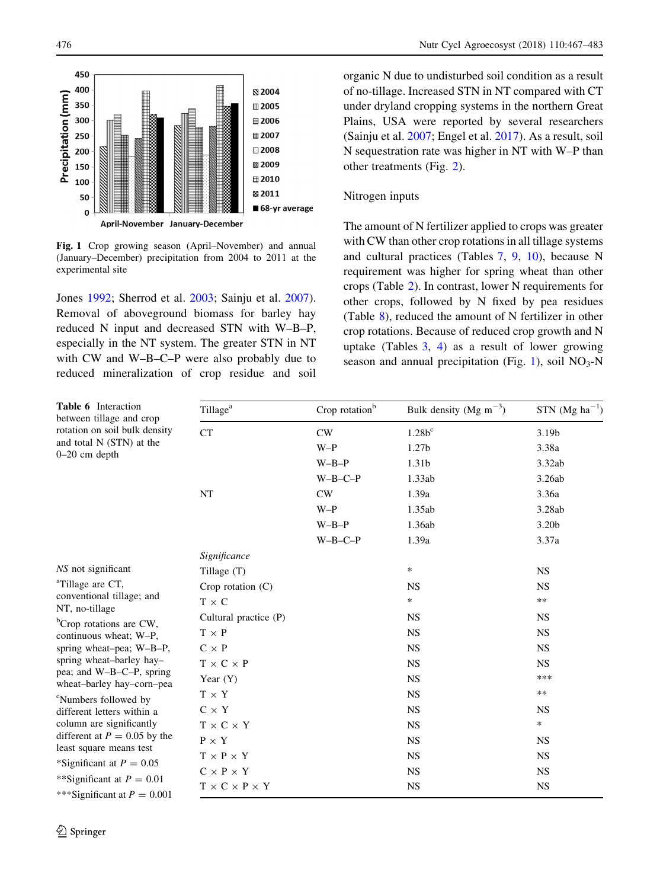Fig. 1 Crop growing season (April–November) and annual (January–December) precipitation from 2004 to 2011 at the experimental site

Jones 1992; Sherrod et al. 2003; Sainju et al. 2007). Removal of aboveground biomass for barley hay reduced N input and decreased STN with W–B–P, especially in the NT system. The greater STN in NT with CW and W–B–C–P were also probably due to reduced mineralization of crop residue and soil organic N due to undisturbed soil condition as a result of no-tillage. Increased STN in NT compared with CT under dryland cropping systems in the northern Great Plains, USA were reported by several researchers (Sainju et al. 2007; Engel et al. 2017). As a result, soil N sequestration rate was higher in NT with W–P than other treatments (Fig. 2).

## Nitrogen inputs

The amount of N fertilizer applied to crops was greater with CW than other crop rotations in all tillage systems and cultural practices (Tables 7, 9, 10), because N requirement was higher for spring wheat than other crops (Table 2). In contrast, lower N requirements for other crops, followed by N fixed by pea residues (Table 8), reduced the amount of N fertilizer in other crop rotations. Because of reduced crop growth and N uptake (Tables 3, 4) as a result of lower growing season and annual precipitation (Fig. 1), soil $NO_3$-N

**Table 6** Interaction between tillage and crop rotation on soil bulk density and total N (STN) at the 0–20 cm depth

| Tillage[a] | Crop rotation[b] | Bulk density (Mg m$^{-3}$) | STN (Mg ha$^{-1}$) |
|---|---|---|---|
| CT | CW | 1.28b[c] | 3.19b |
| | W–P | 1.27b | 3.38a |
| | W–B–P | 1.31b | 3.32ab |
| | W–B–C–P | 1.33ab | 3.26ab |
| NT | CW | 1.39a | 3.36a |
| | W–P | 1.35ab | 3.28ab |
| | W–B–P | 1.36ab | 3.20b |
| | W–B–C–P | 1.39a | 3.37a |
| *Significance* | | | |
| Tillage (T) | | * | NS |
| Crop rotation (C) | | NS | NS |
| T × C | | * | ** |
| Cultural practice (P) | | NS | NS |
| T × P | | NS | NS |
| C × P | | NS | NS |
| T × C × P | | NS | NS |
| Year (Y) | | NS | *** |
| T × Y | | NS | ** |
| C × Y | | NS | NS |
| T × C × Y | | NS | * |
| P × Y | | NS | NS |
| T × P × Y | | NS | NS |
| C × P × Y | | NS | NS |
| T × C × P × Y | | NS | NS |

*NS* not significant

[a]Tillage are CT, conventional tillage; and NT, no-tillage

[b]Crop rotations are CW, continuous wheat; W–P, spring wheat–pea; W–B–P, spring wheat–barley hay–pea; and W–B–C–P, spring wheat–barley hay–corn–pea

[c]Numbers followed by different letters within a column are significantly different at $P = 0.05$ by the least square means test

*Significant at $P = 0.05$

**Significant at $P = 0.01$

***Significant at $P = 0.001$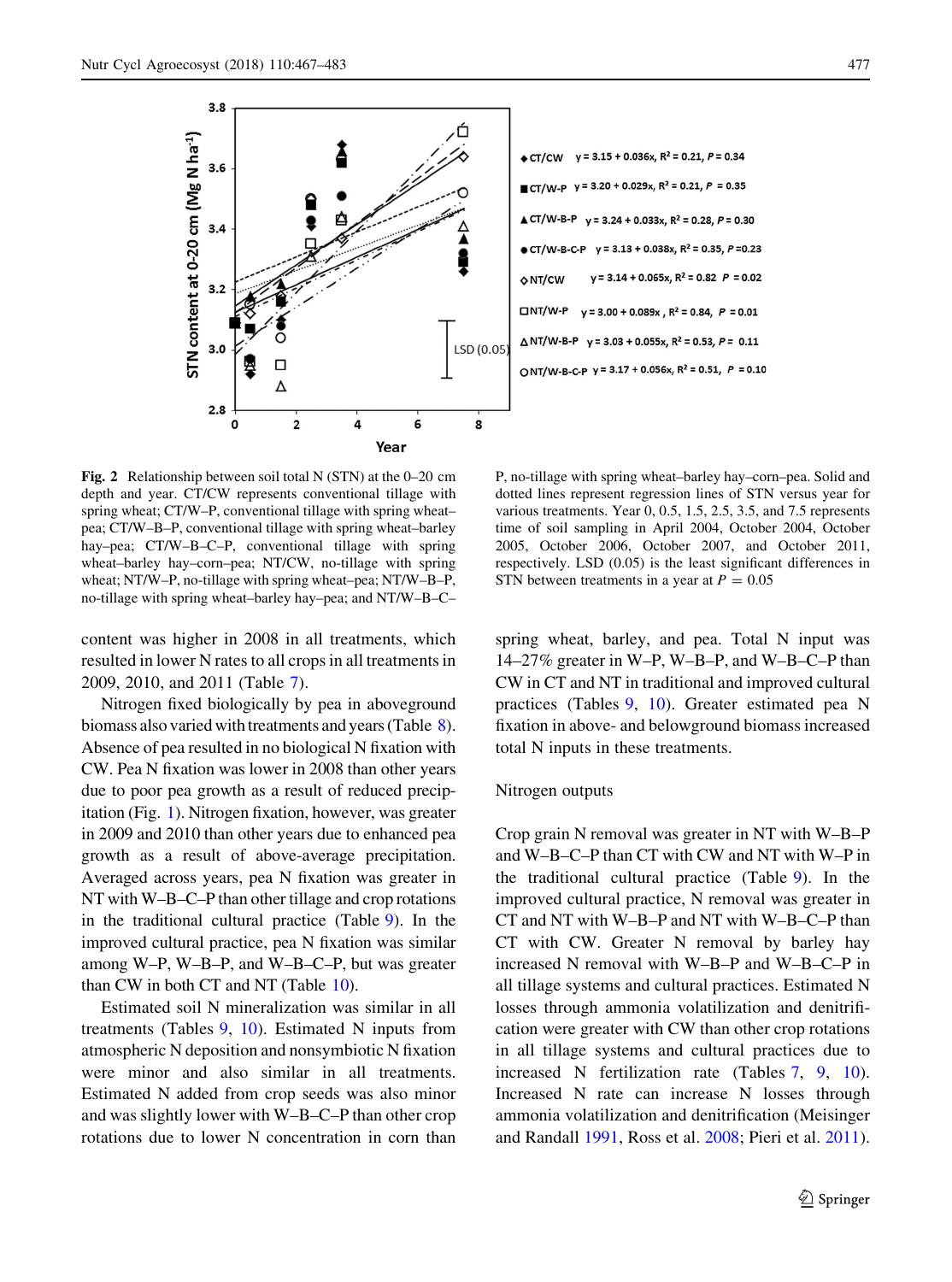**Fig. 2** Relationship between soil total N (STN) at the 0–20 cm depth and year. CT/CW represents conventional tillage with spring wheat; CT/W–P, conventional tillage with spring wheat–pea; CT/W–B–P, conventional tillage with spring wheat–barley hay–pea; CT/W–B–C–P, conventional tillage with spring wheat–barley hay–corn–pea; NT/CW, no-tillage with spring wheat; NT/W–P, no-tillage with spring wheat–pea; NT/W–B–P, no-tillage with spring wheat–barley hay–pea; and NT/W–B–C–P, no-tillage with spring wheat–barley hay–corn–pea. Solid and dotted lines represent regression lines of STN versus year for various treatments. Year 0, 0.5, 1.5, 2.5, 3.5, and 7.5 represents time of soil sampling in April 2004, October 2004, October 2005, October 2006, October 2007, and October 2011, respectively. LSD (0.05) is the least significant differences in STN between treatments in a year at $P = 0.05$

content was higher in 2008 in all treatments, which resulted in lower N rates to all crops in all treatments in 2009, 2010, and 2011 (Table 7).

Nitrogen fixed biologically by pea in aboveground biomass also varied with treatments and years (Table 8). Absence of pea resulted in no biological N fixation with CW. Pea N fixation was lower in 2008 than other years due to poor pea growth as a result of reduced precipitation (Fig. 1). Nitrogen fixation, however, was greater in 2009 and 2010 than other years due to enhanced pea growth as a result of above-average precipitation. Averaged across years, pea N fixation was greater in NT with W–B–C–P than other tillage and crop rotations in the traditional cultural practice (Table 9). In the improved cultural practice, pea N fixation was similar among W–P, W–B–P, and W–B–C–P, but was greater than CW in both CT and NT (Table 10).

Estimated soil N mineralization was similar in all treatments (Tables 9, 10). Estimated N inputs from atmospheric N deposition and nonsymbiotic N fixation were minor and also similar in all treatments. Estimated N added from crop seeds was also minor and was slightly lower with W–B–C–P than other crop rotations due to lower N concentration in corn than spring wheat, barley, and pea. Total N input was 14–27% greater in W–P, W–B–P, and W–B–C–P than CW in CT and NT in traditional and improved cultural practices (Tables 9, 10). Greater estimated pea N fixation in above- and belowground biomass increased total N inputs in these treatments.

### Nitrogen outputs

Crop grain N removal was greater in NT with W–B–P and W–B–C–P than CT with CW and NT with W–P in the traditional cultural practice (Table 9). In the improved cultural practice, N removal was greater in CT and NT with W–B–P and NT with W–B–C–P than CT with CW. Greater N removal by barley hay increased N removal with W–B–P and W–B–C–P in all tillage systems and cultural practices. Estimated N losses through ammonia volatilization and denitrification were greater with CW than other crop rotations in all tillage systems and cultural practices due to increased N fertilization rate (Tables 7, 9, 10). Increased N rate can increase N losses through ammonia volatilization and denitrification (Meisinger and Randall 1991, Ross et al. 2008; Pieri et al. 2011).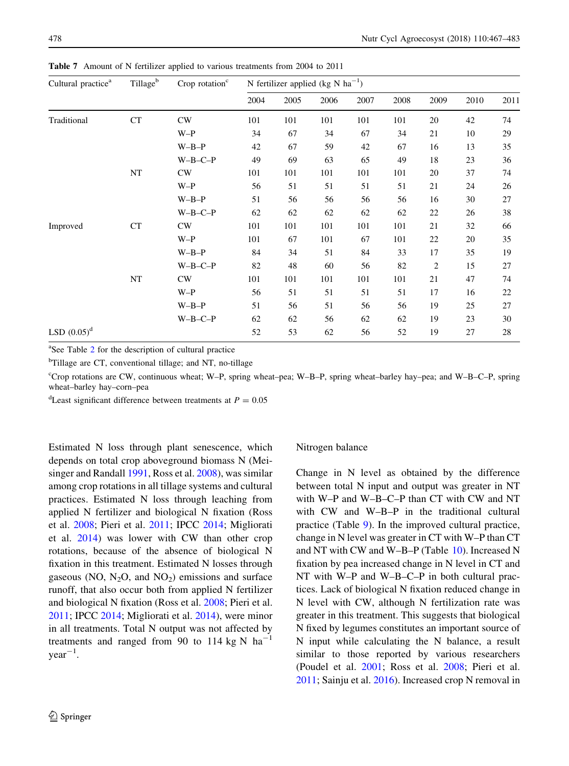**Table 7** Amount of N fertilizer applied to various treatments from 2004 to 2011

| Cultural practice[a] | Tillage[b] | Crop rotation[c] | N fertilizer applied (kg N $ha^{-1}$) | | | | | | | |
|---|---|---|---|---|---|---|---|---|---|---|
| | | | 2004 | 2005 | 2006 | 2007 | 2008 | 2009 | 2010 | 2011 |
| Traditional | CT | CW | 101 | 101 | 101 | 101 | 101 | 20 | 42 | 74 |
| | | W–P | 34 | 67 | 34 | 67 | 34 | 21 | 10 | 29 |
| | | W–B–P | 42 | 67 | 59 | 42 | 67 | 16 | 13 | 35 |
| | | W–B–C–P | 49 | 69 | 63 | 65 | 49 | 18 | 23 | 36 |
| | NT | CW | 101 | 101 | 101 | 101 | 101 | 20 | 37 | 74 |
| | | W–P | 56 | 51 | 51 | 51 | 51 | 21 | 24 | 26 |
| | | W–B–P | 51 | 56 | 56 | 56 | 56 | 16 | 30 | 27 |
| | | W–B–C–P | 62 | 62 | 62 | 62 | 62 | 22 | 26 | 38 |
| Improved | CT | CW | 101 | 101 | 101 | 101 | 101 | 21 | 32 | 66 |
| | | W–P | 101 | 67 | 101 | 67 | 101 | 22 | 20 | 35 |
| | | W–B–P | 84 | 34 | 51 | 84 | 33 | 17 | 35 | 19 |
| | | W–B–C–P | 82 | 48 | 60 | 56 | 82 | 2 | 15 | 27 |
| | NT | CW | 101 | 101 | 101 | 101 | 101 | 21 | 47 | 74 |
| | | W–P | 56 | 51 | 51 | 51 | 51 | 17 | 16 | 22 |
| | | W–B–P | 51 | 56 | 51 | 56 | 56 | 19 | 25 | 27 |
| | | W–B–C–P | 62 | 62 | 56 | 62 | 62 | 19 | 23 | 30 |
| LSD (0.05)[d] | | | 52 | 53 | 62 | 56 | 52 | 19 | 27 | 28 |

[a]See Table 2 for the description of cultural practice

[b]Tillage are CT, conventional tillage; and NT, no-tillage

[c]Crop rotations are CW, continuous wheat; W–P, spring wheat–pea; W–B–P, spring wheat–barley hay–pea; and W–B–C–P, spring wheat–barley hay–corn–pea

[d]Least significant difference between treatments at $P = 0.05$

Estimated N loss through plant senescence, which depends on total crop aboveground biomass N (Meisinger and Randall 1991, Ross et al. 2008), was similar among crop rotations in all tillage systems and cultural practices. Estimated N loss through leaching from applied N fertilizer and biological N fixation (Ross et al. 2008; Pieri et al. 2011; IPCC 2014; Migliorati et al. 2014) was lower with CW than other crop rotations, because of the absence of biological N fixation in this treatment. Estimated N losses through gaseous (NO, $N_2O$, and $NO_2$) emissions and surface runoff, that also occur both from applied N fertilizer and biological N fixation (Ross et al. 2008; Pieri et al. 2011; IPCC 2014; Migliorati et al. 2014), were minor in all treatments. Total N output was not affected by treatments and ranged from 90 to 114 kg N $ha^{-1}$ $year^{-1}$.

## Nitrogen balance

Change in N level as obtained by the difference between total N input and output was greater in NT with W–P and W–B–C–P than CT with CW and NT with CW and W–B–P in the traditional cultural practice (Table 9). In the improved cultural practice, change in N level was greater in CT with W–P than CT and NT with CW and W–B–P (Table 10). Increased N fixation by pea increased change in N level in CT and NT with W–P and W–B–C–P in both cultural practices. Lack of biological N fixation reduced change in N level with CW, although N fertilization rate was greater in this treatment. This suggests that biological N fixed by legumes constitutes an important source of N input while calculating the N balance, a result similar to those reported by various researchers (Poudel et al. 2001; Ross et al. 2008; Pieri et al. 2011; Sainju et al. 2016). Increased crop N removal in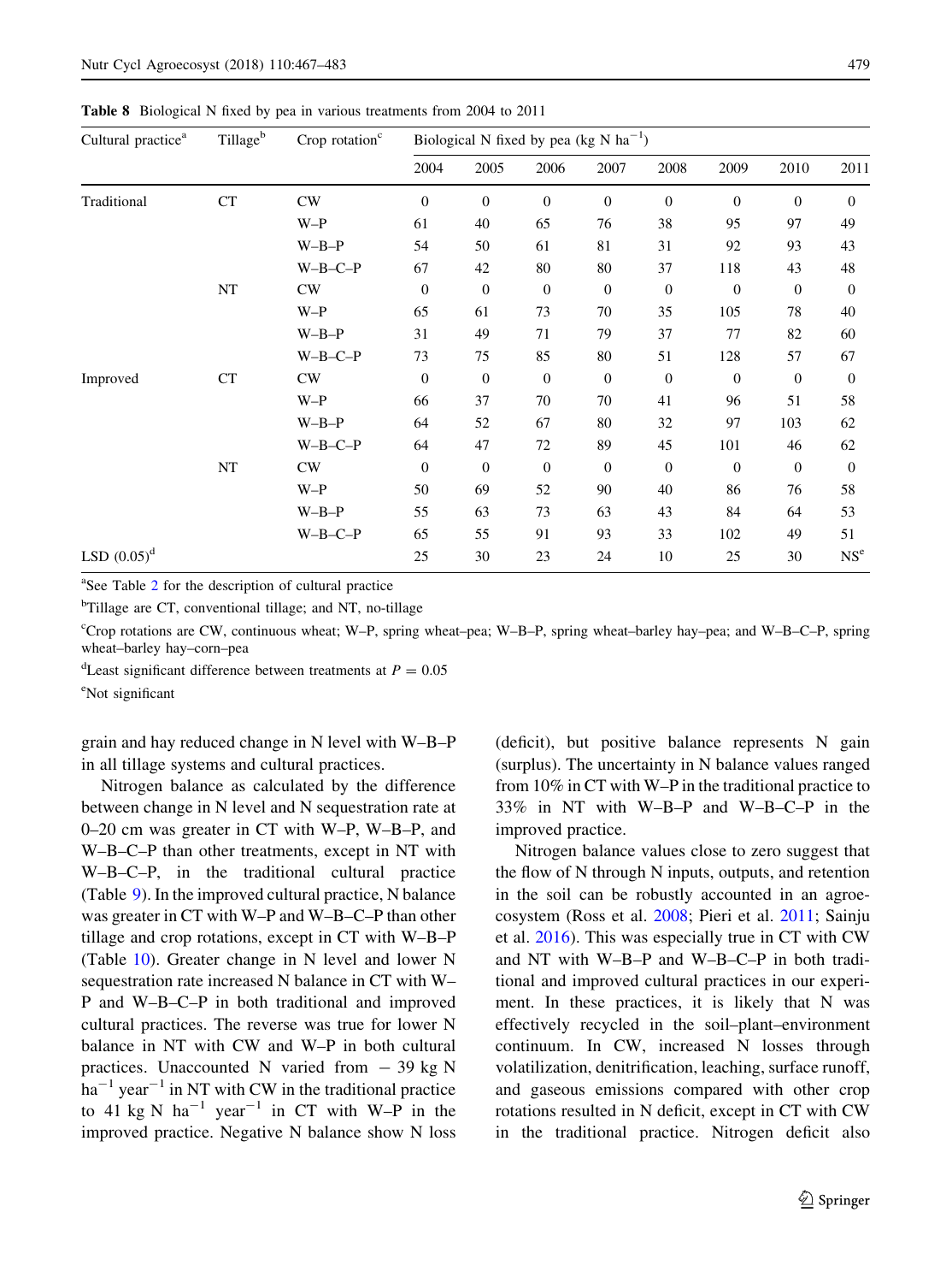**Table 8** Biological N fixed by pea in various treatments from 2004 to 2011

| Cultural practice[a] | Tillage[b] | Crop rotation[c] | Biological N fixed by pea (kg N $ha^{-1}$) | | | | | | | |
|---|---|---|---|---|---|---|---|---|---|---|
| | | | 2004 | 2005 | 2006 | 2007 | 2008 | 2009 | 2010 | 2011 |
| Traditional | CT | CW | 0 | 0 | 0 | 0 | 0 | 0 | 0 | 0 |
| | | W–P | 61 | 40 | 65 | 76 | 38 | 95 | 97 | 49 |
| | | W–B–P | 54 | 50 | 61 | 81 | 31 | 92 | 93 | 43 |
| | | W–B–C–P | 67 | 42 | 80 | 80 | 37 | 118 | 43 | 48 |
| | NT | CW | 0 | 0 | 0 | 0 | 0 | 0 | 0 | 0 |
| | | W–P | 65 | 61 | 73 | 70 | 35 | 105 | 78 | 40 |
| | | W–B–P | 31 | 49 | 71 | 79 | 37 | 77 | 82 | 60 |
| | | W–B–C–P | 73 | 75 | 85 | 80 | 51 | 128 | 57 | 67 |
| Improved | CT | CW | 0 | 0 | 0 | 0 | 0 | 0 | 0 | 0 |
| | | W–P | 66 | 37 | 70 | 70 | 41 | 96 | 51 | 58 |
| | | W–B–P | 64 | 52 | 67 | 80 | 32 | 97 | 103 | 62 |
| | | W–B–C–P | 64 | 47 | 72 | 89 | 45 | 101 | 46 | 62 |
| | NT | CW | 0 | 0 | 0 | 0 | 0 | 0 | 0 | 0 |
| | | W–P | 50 | 69 | 52 | 90 | 40 | 86 | 76 | 58 |
| | | W–B–P | 55 | 63 | 73 | 63 | 43 | 84 | 64 | 53 |
| | | W–B–C–P | 65 | 55 | 91 | 93 | 33 | 102 | 49 | 51 |
| LSD (0.05)[d] | | | 25 | 30 | 23 | 24 | 10 | 25 | 30 | NS[e] |

[a]See Table 2 for the description of cultural practice

[b]Tillage are CT, conventional tillage; and NT, no-tillage

[c]Crop rotations are CW, continuous wheat; W–P, spring wheat–pea; W–B–P, spring wheat–barley hay–pea; and W–B–C–P, spring wheat–barley hay–corn–pea

[d]Least significant difference between treatments at $P = 0.05$

[e]Not significant

grain and hay reduced change in N level with W–B–P in all tillage systems and cultural practices.

Nitrogen balance as calculated by the difference between change in N level and N sequestration rate at 0–20 cm was greater in CT with W–P, W–B–P, and W–B–C–P than other treatments, except in NT with W–B–C–P, in the traditional cultural practice (Table 9). In the improved cultural practice, N balance was greater in CT with W–P and W–B–C–P than other tillage and crop rotations, except in CT with W–B–P (Table 10). Greater change in N level and lower N sequestration rate increased N balance in CT with W–P and W–B–C–P in both traditional and improved cultural practices. The reverse was true for lower N balance in NT with CW and W–P in both cultural practices. Unaccounted N varied from $-$ 39 kg N $ha^{-1}$ $year^{-1}$ in NT with CW in the traditional practice to 41 kg N $ha^{-1}$ $year^{-1}$ in CT with W–P in the improved practice. Negative N balance show N loss (deficit), but positive balance represents N gain (surplus). The uncertainty in N balance values ranged from 10% in CT with W–P in the traditional practice to 33% in NT with W–B–P and W–B–C–P in the improved practice.

Nitrogen balance values close to zero suggest that the flow of N through N inputs, outputs, and retention in the soil can be robustly accounted in an agroecosystem (Ross et al. 2008; Pieri et al. 2011; Sainju et al. 2016). This was especially true in CT with CW and NT with W–B–P and W–B–C–P in both traditional and improved cultural practices in our experiment. In these practices, it is likely that N was effectively recycled in the soil–plant–environment continuum. In CW, increased N losses through volatilization, denitrification, leaching, surface runoff, and gaseous emissions compared with other crop rotations resulted in N deficit, except in CT with CW in the traditional practice. Nitrogen deficit also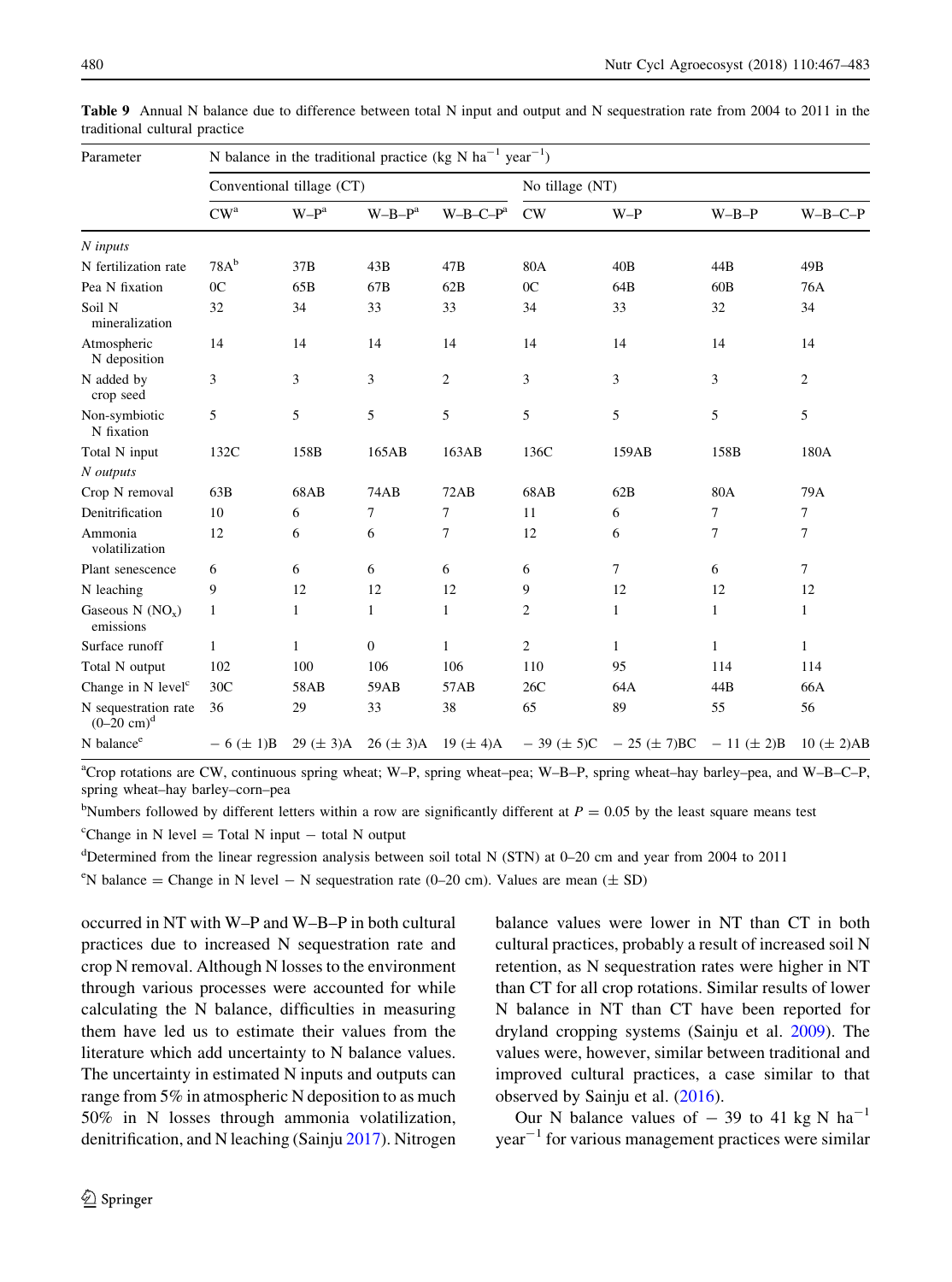**Table 9** Annual N balance due to difference between total N input and output and N sequestration rate from 2004 to 2011 in the traditional cultural practice

| Parameter | N balance in the traditional practice (kg N $ha^{-1}$ $year^{-1}$) | | | | | | | |
|---|---|---|---|---|---|---|---|---|
| | Conventional tillage (CT) | | | | No tillage (NT) | | | |
| | CW[a] | W–P[a] | W–B–P[a] | W–B–C–P[a] | CW | W–P | W–B–P | W–B–C–P |
| *N inputs* | | | | | | | | |
| N fertilization rate | 78A[b] | 37B | 43B | 47B | 80A | 40B | 44B | 49B |
| Pea N fixation | 0C | 65B | 67B | 62B | 0C | 64B | 60B | 76A |
| Soil N mineralization | 32 | 34 | 33 | 33 | 34 | 33 | 32 | 34 |
| Atmospheric N deposition | 14 | 14 | 14 | 14 | 14 | 14 | 14 | 14 |
| N added by crop seed | 3 | 3 | 3 | 2 | 3 | 3 | 3 | 2 |
| Non-symbiotic N fixation | 5 | 5 | 5 | 5 | 5 | 5 | 5 | 5 |
| Total N input | 132C | 158B | 165AB | 163AB | 136C | 159AB | 158B | 180A |
| *N outputs* | | | | | | | | |
| Crop N removal | 63B | 68AB | 74AB | 72AB | 68AB | 62B | 80A | 79A |
| Denitrification | 10 | 6 | 7 | 7 | 11 | 6 | 7 | 7 |
| Ammonia volatilization | 12 | 6 | 6 | 7 | 12 | 6 | 7 | 7 |
| Plant senescence | 6 | 6 | 6 | 6 | 6 | 7 | 6 | 7 |
| N leaching | 9 | 12 | 12 | 12 | 9 | 12 | 12 | 12 |
| Gaseous N ($NO_x$) emissions | 1 | 1 | 1 | 1 | 2 | 1 | 1 | 1 |
| Surface runoff | 1 | 1 | 0 | 1 | 2 | 1 | 1 | 1 |
| Total N output | 102 | 100 | 106 | 106 | 110 | 95 | 114 | 114 |
| Change in N level[c] | 30C | 58AB | 59AB | 57AB | 26C | 64A | 44B | 66A |
| N sequestration rate (0–20 cm)[d] | 36 | 29 | 33 | 38 | 65 | 89 | 55 | 56 |
| N balance[e] | − 6 (± 1)B | 29 (± 3)A | 26 (± 3)A | 19 (± 4)A | − 39 (± 5)C | − 25 (± 7)BC | − 11 (± 2)B | 10 (± 2)AB |

[a]Crop rotations are CW, continuous spring wheat; W–P, spring wheat–pea; W–B–P, spring wheat–hay barley–pea, and W–B–C–P, spring wheat–hay barley–corn–pea

[b]Numbers followed by different letters within a row are significantly different at $P = 0.05$ by the least square means test

[c]Change in N level = Total N input − total N output

[d]Determined from the linear regression analysis between soil total N (STN) at 0–20 cm and year from 2004 to 2011

[e]N balance = Change in N level − N sequestration rate (0–20 cm). Values are mean (± SD)

occurred in NT with W–P and W–B–P in both cultural practices due to increased N sequestration rate and crop N removal. Although N losses to the environment through various processes were accounted for while calculating the N balance, difficulties in measuring them have led us to estimate their values from the literature which add uncertainty to N balance values. The uncertainty in estimated N inputs and outputs can range from 5% in atmospheric N deposition to as much 50% in N losses through ammonia volatilization, denitrification, and N leaching (Sainju 2017). Nitrogen balance values were lower in NT than CT in both cultural practices, probably a result of increased soil N retention, as N sequestration rates were higher in NT than CT for all crop rotations. Similar results of lower N balance in NT than CT have been reported for dryland cropping systems (Sainju et al. 2009). The values were, however, similar between traditional and improved cultural practices, a case similar to that observed by Sainju et al. (2016).

Our N balance values of − 39 to 41 kg N $ha^{-1}$ $year^{-1}$ for various management practices were similar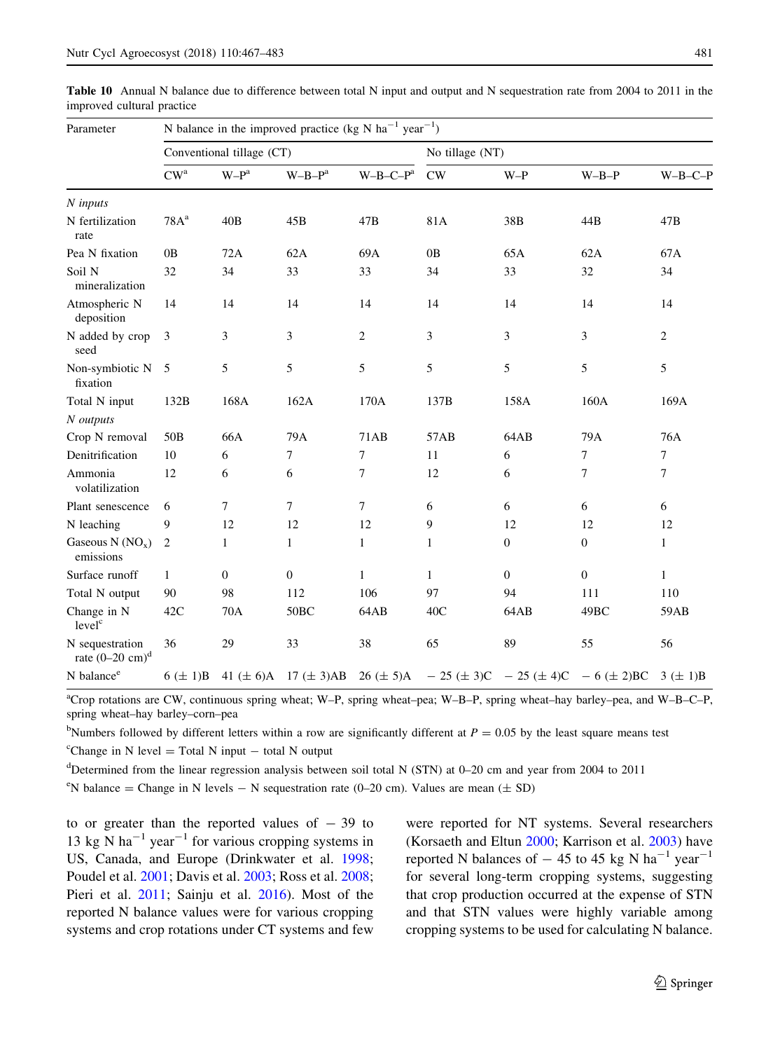**Table 10** Annual N balance due to difference between total N input and output and N sequestration rate from 2004 to 2011 in the improved cultural practice

| Parameter | N balance in the improved practice (kg N $ha^{-1}$ $year^{-1}$) | | | | | | | |
|---|---|---|---|---|---|---|---|---|
| | Conventional tillage (CT) | | | | No tillage (NT) | | | |
| | CW[a] | W–P[a] | W–B–P[a] | W–B–C–P[a] | CW | W–P | W–B–P | W–B–C–P |
| *N inputs* | | | | | | | | |
| N fertilization rate | 78A[a] | 40B | 45B | 47B | 81A | 38B | 44B | 47B |
| Pea N fixation | 0B | 72A | 62A | 69A | 0B | 65A | 62A | 67A |
| Soil N mineralization | 32 | 34 | 33 | 33 | 34 | 33 | 32 | 34 |
| Atmospheric N deposition | 14 | 14 | 14 | 14 | 14 | 14 | 14 | 14 |
| N added by crop seed | 3 | 3 | 3 | 2 | 3 | 3 | 3 | 2 |
| Non-symbiotic N fixation | 5 | 5 | 5 | 5 | 5 | 5 | 5 | 5 |
| Total N input | 132B | 168A | 162A | 170A | 137B | 158A | 160A | 169A |
| *N outputs* | | | | | | | | |
| Crop N removal | 50B | 66A | 79A | 71AB | 57AB | 64AB | 79A | 76A |
| Denitrification | 10 | 6 | 7 | 7 | 11 | 6 | 7 | 7 |
| Ammonia volatilization | 12 | 6 | 6 | 7 | 12 | 6 | 7 | 7 |
| Plant senescence | 6 | 7 | 7 | 7 | 6 | 6 | 6 | 6 |
| N leaching | 9 | 12 | 12 | 12 | 9 | 12 | 12 | 12 |
| Gaseous N ($NO_x$) emissions | 2 | 1 | 1 | 1 | 1 | 0 | 0 | 1 |
| Surface runoff | 1 | 0 | 0 | 1 | 1 | 0 | 0 | 1 |
| Total N output | 90 | 98 | 112 | 106 | 97 | 94 | 111 | 110 |
| Change in N level[c] | 42C | 70A | 50BC | 64AB | 40C | 64AB | 49BC | 59AB |
| N sequestration rate (0–20 cm)[d] | 36 | 29 | 33 | 38 | 65 | 89 | 55 | 56 |
| N balance[e] | 6 (± 1)B | 41 (± 6)A | 17 (± 3)AB | 26 (± 5)A | − 25 (± 3)C | − 25 (± 4)C | − 6 (± 2)BC | 3 (± 1)B |

[a]Crop rotations are CW, continuous spring wheat; W–P, spring wheat–pea; W–B–P, spring wheat–hay barley–pea, and W–B–C–P, spring wheat–hay barley–corn–pea

[b]Numbers followed by different letters within a row are significantly different at $P = 0.05$ by the least square means test

[c]Change in N level = Total N input − total N output

[d]Determined from the linear regression analysis between soil total N (STN) at 0–20 cm and year from 2004 to 2011

[e]N balance = Change in N levels − N sequestration rate (0–20 cm). Values are mean (± SD)

to or greater than the reported values of − 39 to 13 kg N $ha^{-1}$ $year^{-1}$ for various cropping systems in US, Canada, and Europe (Drinkwater et al. 1998; Poudel et al. 2001; Davis et al. 2003; Ross et al. 2008; Pieri et al. 2011; Sainju et al. 2016). Most of the reported N balance values were for various cropping systems and crop rotations under CT systems and few were reported for NT systems. Several researchers (Korsaeth and Eltun 2000; Karrison et al. 2003) have reported N balances of − 45 to 45 kg N $ha^{-1}$ $year^{-1}$ for several long-term cropping systems, suggesting that crop production occurred at the expense of STN and that STN values were highly variable among cropping systems to be used for calculating N balance.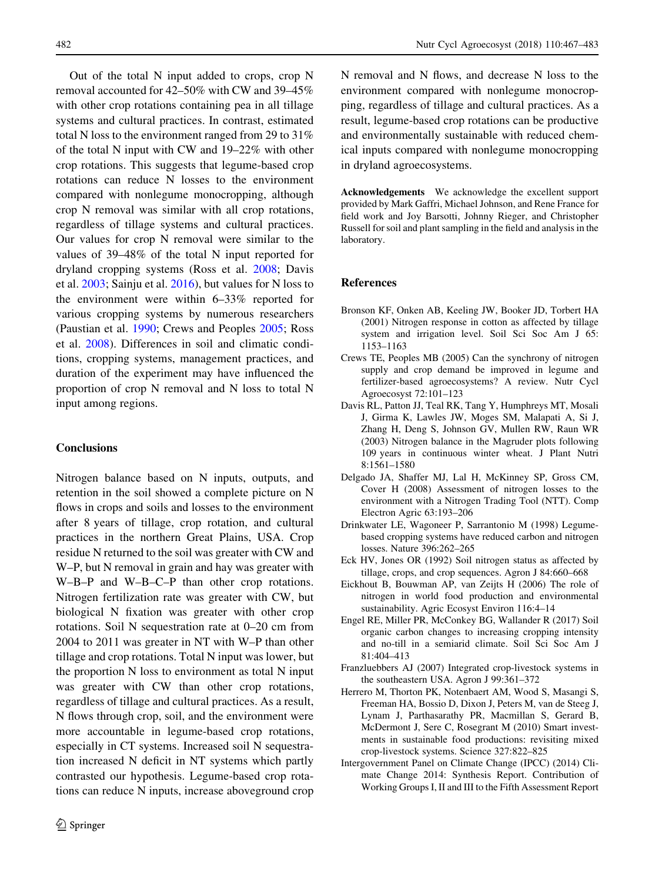Out of the total N input added to crops, crop N removal accounted for 42–50% with CW and 39–45% with other crop rotations containing pea in all tillage systems and cultural practices. In contrast, estimated total N loss to the environment ranged from 29 to 31% of the total N input with CW and 19–22% with other crop rotations. This suggests that legume-based crop rotations can reduce N losses to the environment compared with nonlegume monocropping, although crop N removal was similar with all crop rotations, regardless of tillage systems and cultural practices. Our values for crop N removal were similar to the values of 39–48% of the total N input reported for dryland cropping systems (Ross et al. 2008; Davis et al. 2003; Sainju et al. 2016), but values for N loss to the environment were within 6–33% reported for various cropping systems by numerous researchers (Paustian et al. 1990; Crews and Peoples 2005; Ross et al. 2008). Differences in soil and climatic conditions, cropping systems, management practices, and duration of the experiment may have influenced the proportion of crop N removal and N loss to total N input among regions.

## Conclusions

Nitrogen balance based on N inputs, outputs, and retention in the soil showed a complete picture on N flows in crops and soils and losses to the environment after 8 years of tillage, crop rotation, and cultural practices in the northern Great Plains, USA. Crop residue N returned to the soil was greater with CW and W–P, but N removal in grain and hay was greater with W–B–P and W–B–C–P than other crop rotations. Nitrogen fertilization rate was greater with CW, but biological N fixation was greater with other crop rotations. Soil N sequestration rate at 0–20 cm from 2004 to 2011 was greater in NT with W–P than other tillage and crop rotations. Total N input was lower, but the proportion N loss to environment as total N input was greater with CW than other crop rotations, regardless of tillage and cultural practices. As a result, N flows through crop, soil, and the environment were more accountable in legume-based crop rotations, especially in CT systems. Increased soil N sequestration increased N deficit in NT systems which partly contrasted our hypothesis. Legume-based crop rotations can reduce N inputs, increase aboveground crop N removal and N flows, and decrease N loss to the environment compared with nonlegume monocropping, regardless of tillage and cultural practices. As a result, legume-based crop rotations can be productive and environmentally sustainable with reduced chemical inputs compared with nonlegume monocropping in dryland agroecosystems.

**Acknowledgements** We acknowledge the excellent support provided by Mark Gaffri, Michael Johnson, and Rene France for field work and Joy Barsotti, Johnny Rieger, and Christopher Russell for soil and plant sampling in the field and analysis in the laboratory.

## References

Bronson KF, Onken AB, Keeling JW, Booker JD, Torbert HA (2001) Nitrogen response in cotton as affected by tillage system and irrigation level. Soil Sci Soc Am J 65: 1153–1163

Crews TE, Peoples MB (2005) Can the synchrony of nitrogen supply and crop demand be improved in legume and fertilizer-based agroecosystems? A review. Nutr Cycl Agroecosyst 72:101–123

Davis RL, Patton JJ, Teal RK, Tang Y, Humphreys MT, Mosali J, Girma K, Lawles JW, Moges SM, Malapati A, Si J, Zhang H, Deng S, Johnson GV, Mullen RW, Raun WR (2003) Nitrogen balance in the Magruder plots following 109 years in continuous winter wheat. J Plant Nutri 8:1561–1580

Delgado JA, Shaffer MJ, Lal H, McKinney SP, Gross CM, Cover H (2008) Assessment of nitrogen losses to the environment with a Nitrogen Trading Tool (NTT). Comp Electron Agric 63:193–206

Drinkwater LE, Wagoneer P, Sarrantonio M (1998) Legume-based cropping systems have reduced carbon and nitrogen losses. Nature 396:262–265

Eck HV, Jones OR (1992) Soil nitrogen status as affected by tillage, crops, and crop sequences. Agron J 84:660–668

Eickhout B, Bouwman AP, van Zeijts H (2006) The role of nitrogen in world food production and environmental sustainability. Agric Ecosyst Environ 116:4–14

Engel RE, Miller PR, McConkey BG, Wallander R (2017) Soil organic carbon changes to increasing cropping intensity and no-till in a semiarid climate. Soil Sci Soc Am J 81:404–413

Franzluebbers AJ (2007) Integrated crop-livestock systems in the southeastern USA. Agron J 99:361–372

Herrero M, Thorton PK, Notenbaert AM, Wood S, Masangi S, Freeman HA, Bossio D, Dixon J, Peters M, van de Steeg J, Lynam J, Parthasarathy PR, Macmillan S, Gerard B, McDermont J, Sere C, Rosegrant M (2010) Smart investments in sustainable food productions: revisiting mixed crop-livestock systems. Science 327:822–825

Intergovernment Panel on Climate Change (IPCC) (2014) Climate Change 2014: Synthesis Report. Contribution of Working Groups I, II and III to the Fifth Assessment Report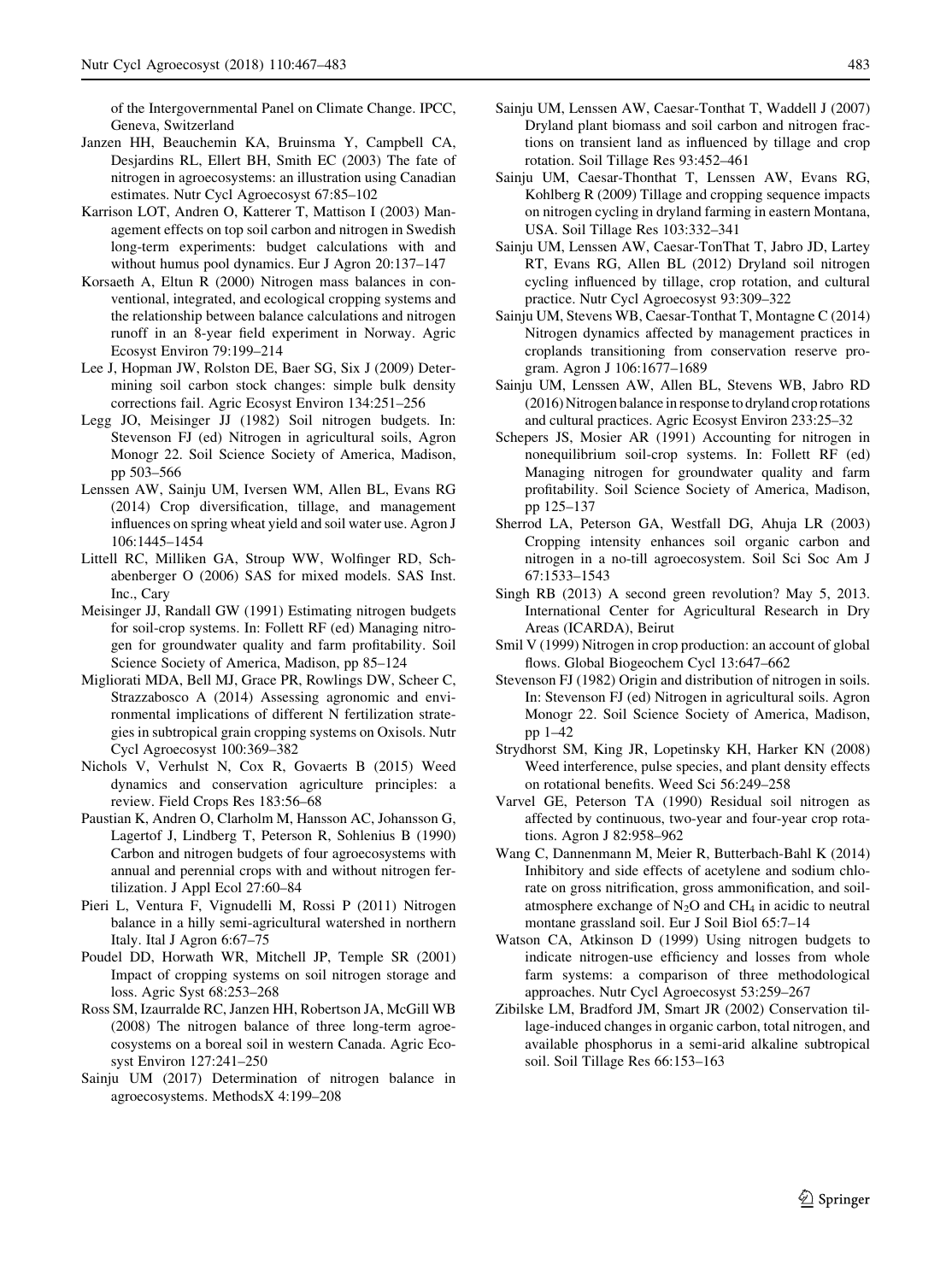of the Intergovernmental Panel on Climate Change. IPCC, Geneva, Switzerland

Janzen HH, Beauchemin KA, Bruinsma Y, Campbell CA, Desjardins RL, Ellert BH, Smith EC (2003) The fate of nitrogen in agroecosystems: an illustration using Canadian estimates. Nutr Cycl Agroecosyst 67:85–102

Karrison LOT, Andren O, Katterer T, Mattison I (2003) Management effects on top soil carbon and nitrogen in Swedish long-term experiments: budget calculations with and without humus pool dynamics. Eur J Agron 20:137–147

Korsaeth A, Eltun R (2000) Nitrogen mass balances in conventional, integrated, and ecological cropping systems and the relationship between balance calculations and nitrogen runoff in an 8-year field experiment in Norway. Agric Ecosyst Environ 79:199–214

Lee J, Hopman JW, Rolston DE, Baer SG, Six J (2009) Determining soil carbon stock changes: simple bulk density corrections fail. Agric Ecosyst Environ 134:251–256

Legg JO, Meisinger JJ (1982) Soil nitrogen budgets. In: Stevenson FJ (ed) Nitrogen in agricultural soils, Agron Monogr 22. Soil Science Society of America, Madison, pp 503–566

Lenssen AW, Sainju UM, Iversen WM, Allen BL, Evans RG (2014) Crop diversification, tillage, and management influences on spring wheat yield and soil water use. Agron J 106:1445–1454

Littell RC, Milliken GA, Stroup WW, Wolfinger RD, Schabenberger O (2006) SAS for mixed models. SAS Inst. Inc., Cary

Meisinger JJ, Randall GW (1991) Estimating nitrogen budgets for soil-crop systems. In: Follett RF (ed) Managing nitrogen for groundwater quality and farm profitability. Soil Science Society of America, Madison, pp 85–124

Migliorati MDA, Bell MJ, Grace PR, Rowlings DW, Scheer C, Strazzabosco A (2014) Assessing agronomic and environmental implications of different N fertilization strategies in subtropical grain cropping systems on Oxisols. Nutr Cycl Agroecosyst 100:369–382

Nichols V, Verhulst N, Cox R, Govaerts B (2015) Weed dynamics and conservation agriculture principles: a review. Field Crops Res 183:56–68

Paustian K, Andren O, Clarholm M, Hansson AC, Johansson G, Lagertof J, Lindberg T, Peterson R, Sohlenius B (1990) Carbon and nitrogen budgets of four agroecosystems with annual and perennial crops with and without nitrogen fertilization. J Appl Ecol 27:60–84

Pieri L, Ventura F, Vignudelli M, Rossi P (2011) Nitrogen balance in a hilly semi-agricultural watershed in northern Italy. Ital J Agron 6:67–75

Poudel DD, Horwath WR, Mitchell JP, Temple SR (2001) Impact of cropping systems on soil nitrogen storage and loss. Agric Syst 68:253–268

Ross SM, Izaurralde RC, Janzen HH, Robertson JA, McGill WB (2008) The nitrogen balance of three long-term agroecosystems on a boreal soil in western Canada. Agric Ecosyst Environ 127:241–250

Sainju UM (2017) Determination of nitrogen balance in agroecosystems. MethodsX 4:199–208

Sainju UM, Lenssen AW, Caesar-Tonthat T, Waddell J (2007) Dryland plant biomass and soil carbon and nitrogen fractions on transient land as influenced by tillage and crop rotation. Soil Tillage Res 93:452–461

Sainju UM, Caesar-Thonthat T, Lenssen AW, Evans RG, Kohlberg R (2009) Tillage and cropping sequence impacts on nitrogen cycling in dryland farming in eastern Montana, USA. Soil Tillage Res 103:332–341

Sainju UM, Lenssen AW, Caesar-TonThat T, Jabro JD, Lartey RT, Evans RG, Allen BL (2012) Dryland soil nitrogen cycling influenced by tillage, crop rotation, and cultural practice. Nutr Cycl Agroecosyst 93:309–322

Sainju UM, Stevens WB, Caesar-Tonthat T, Montagne C (2014) Nitrogen dynamics affected by management practices in croplands transitioning from conservation reserve program. Agron J 106:1677–1689

Sainju UM, Lenssen AW, Allen BL, Stevens WB, Jabro RD (2016) Nitrogen balance in response to dryland crop rotations and cultural practices. Agric Ecosyst Environ 233:25–32

Schepers JS, Mosier AR (1991) Accounting for nitrogen in nonequilibrium soil-crop systems. In: Follett RF (ed) Managing nitrogen for groundwater quality and farm profitability. Soil Science Society of America, Madison, pp 125–137

Sherrod LA, Peterson GA, Westfall DG, Ahuja LR (2003) Cropping intensity enhances soil organic carbon and nitrogen in a no-till agroecosystem. Soil Sci Soc Am J 67:1533–1543

Singh RB (2013) A second green revolution? May 5, 2013. International Center for Agricultural Research in Dry Areas (ICARDA), Beirut

Smil V (1999) Nitrogen in crop production: an account of global flows. Global Biogeochem Cycl 13:647–662

Stevenson FJ (1982) Origin and distribution of nitrogen in soils. In: Stevenson FJ (ed) Nitrogen in agricultural soils. Agron Monogr 22. Soil Science Society of America, Madison, pp 1–42

Strydhorst SM, King JR, Lopetinsky KH, Harker KN (2008) Weed interference, pulse species, and plant density effects on rotational benefits. Weed Sci 56:249–258

Varvel GE, Peterson TA (1990) Residual soil nitrogen as affected by continuous, two-year and four-year crop rotations. Agron J 82:958–962

Wang C, Dannenmann M, Meier R, Butterbach-Bahl K (2014) Inhibitory and side effects of acetylene and sodium chlorate on gross nitrification, gross ammonification, and soil-atmosphere exchange of $N_2O$ and $CH_4$ in acidic to neutral montane grassland soil. Eur J Soil Biol 65:7–14

Watson CA, Atkinson D (1999) Using nitrogen budgets to indicate nitrogen-use efficiency and losses from whole farm systems: a comparison of three methodological approaches. Nutr Cycl Agroecosyst 53:259–267

Zibilske LM, Bradford JM, Smart JR (2002) Conservation tillage-induced changes in organic carbon, total nitrogen, and available phosphorus in a semi-arid alkaline subtropical soil. Soil Tillage Res 66:153–163